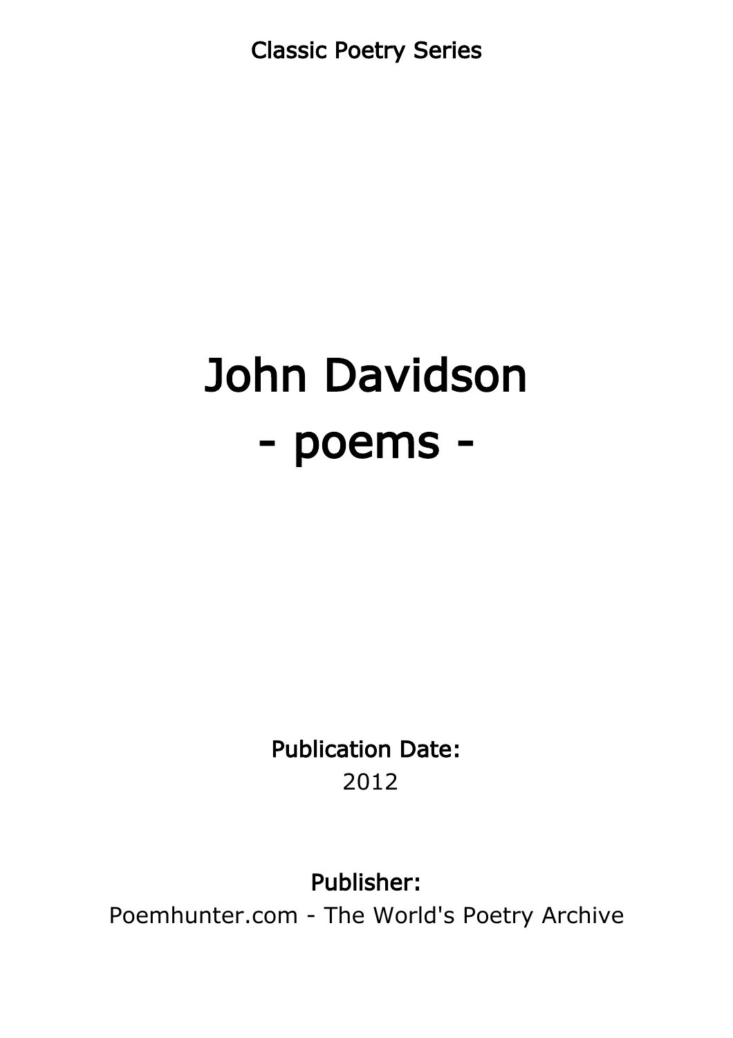Classic Poetry Series

# John Davidson
# - poems -

**Publication Date:**
2012

**Publisher:**
Poemhunter.com - The World's Poetry Archive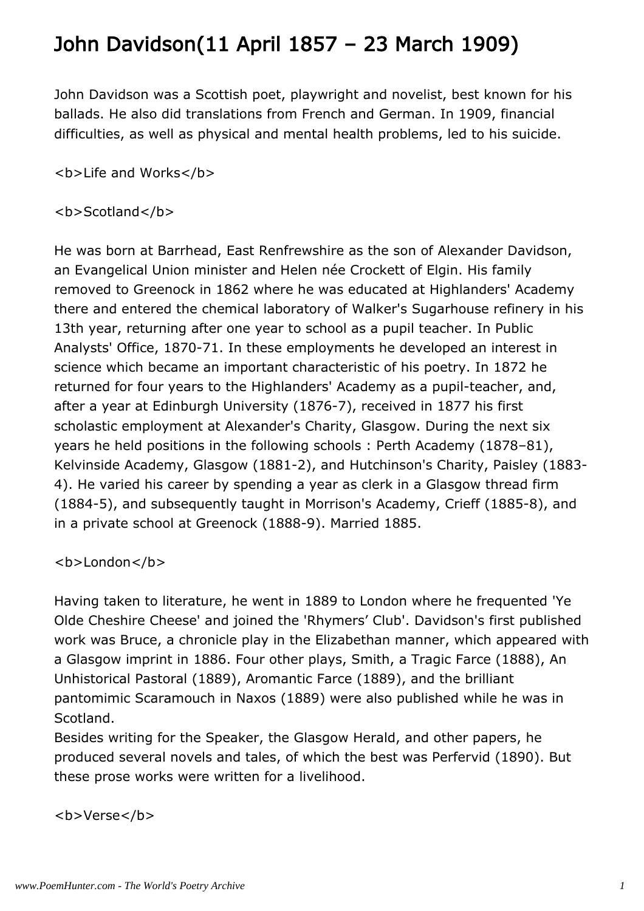# John Davidson(11 April 1857 – 23 March 1909)

John Davidson was a Scottish poet, playwright and novelist, best known for his ballads. He also did translations from French and German. In 1909, financial difficulties, as well as physical and mental health problems, led to his suicide.

**Life and Works**

**Scotland**

He was born at Barrhead, East Renfrewshire as the son of Alexander Davidson, an Evangelical Union minister and Helen née Crockett of Elgin. His family removed to Greenock in 1862 where he was educated at Highlanders' Academy there and entered the chemical laboratory of Walker's Sugarhouse refinery in his 13th year, returning after one year to school as a pupil teacher. In Public Analysts' Office, 1870-71. In these employments he developed an interest in science which became an important characteristic of his poetry. In 1872 he returned for four years to the Highlanders' Academy as a pupil-teacher, and, after a year at Edinburgh University (1876-7), received in 1877 his first scholastic employment at Alexander's Charity, Glasgow. During the next six years he held positions in the following schools : Perth Academy (1878–81), Kelvinside Academy, Glasgow (1881-2), and Hutchinson's Charity, Paisley (1883-4). He varied his career by spending a year as clerk in a Glasgow thread firm (1884-5), and subsequently taught in Morrison's Academy, Crieff (1885-8), and in a private school at Greenock (1888-9). Married 1885.

**London**

Having taken to literature, he went in 1889 to London where he frequented 'Ye Olde Cheshire Cheese' and joined the 'Rhymers' Club'. Davidson's first published work was Bruce, a chronicle play in the Elizabethan manner, which appeared with a Glasgow imprint in 1886. Four other plays, Smith, a Tragic Farce (1888), An Unhistorical Pastoral (1889), Aromantic Farce (1889), and the brilliant pantomimic Scaramouch in Naxos (1889) were also published while he was in Scotland.
Besides writing for the Speaker, the Glasgow Herald, and other papers, he produced several novels and tales, of which the best was Perfervid (1890). But these prose works were written for a livelihood.

**Verse**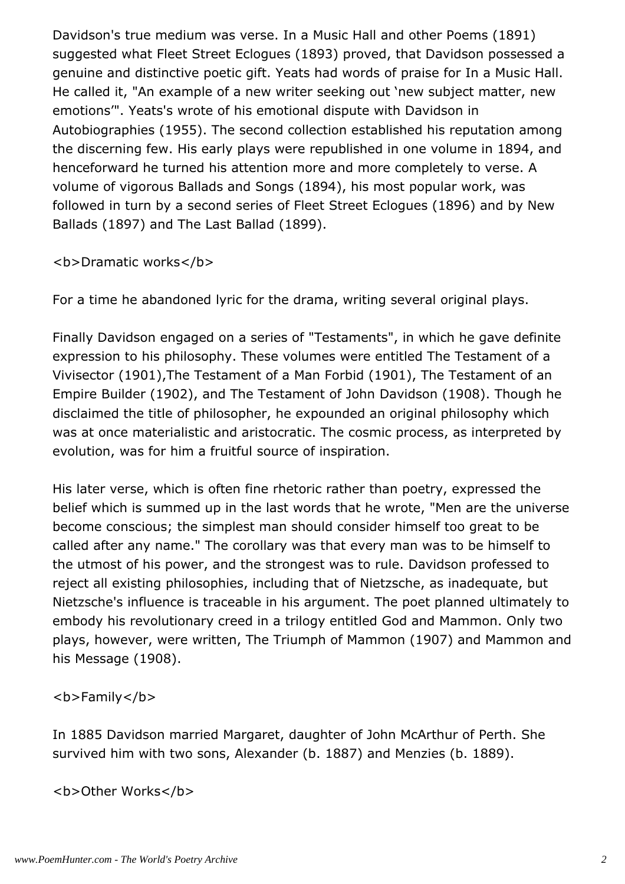Davidson's true medium was verse. In a Music Hall and other Poems (1891) suggested what Fleet Street Eclogues (1893) proved, that Davidson possessed a genuine and distinctive poetic gift. Yeats had words of praise for In a Music Hall. He called it, "An example of a new writer seeking out 'new subject matter, new emotions'". Yeats's wrote of his emotional dispute with Davidson in Autobiographies (1955). The second collection established his reputation among the discerning few. His early plays were republished in one volume in 1894, and henceforward he turned his attention more and more completely to verse. A volume of vigorous Ballads and Songs (1894), his most popular work, was followed in turn by a second series of Fleet Street Eclogues (1896) and by New Ballads (1897) and The Last Ballad (1899).

**Dramatic works**

For a time he abandoned lyric for the drama, writing several original plays.

Finally Davidson engaged on a series of "Testaments", in which he gave definite expression to his philosophy. These volumes were entitled The Testament of a Vivisector (1901),The Testament of a Man Forbid (1901), The Testament of an Empire Builder (1902), and The Testament of John Davidson (1908). Though he disclaimed the title of philosopher, he expounded an original philosophy which was at once materialistic and aristocratic. The cosmic process, as interpreted by evolution, was for him a fruitful source of inspiration.

His later verse, which is often fine rhetoric rather than poetry, expressed the belief which is summed up in the last words that he wrote, "Men are the universe become conscious; the simplest man should consider himself too great to be called after any name." The corollary was that every man was to be himself to the utmost of his power, and the strongest was to rule. Davidson professed to reject all existing philosophies, including that of Nietzsche, as inadequate, but Nietzsche's influence is traceable in his argument. The poet planned ultimately to embody his revolutionary creed in a trilogy entitled God and Mammon. Only two plays, however, were written, The Triumph of Mammon (1907) and Mammon and his Message (1908).

**Family**

In 1885 Davidson married Margaret, daughter of John McArthur of Perth. She survived him with two sons, Alexander (b. 1887) and Menzies (b. 1889).

**Other Works**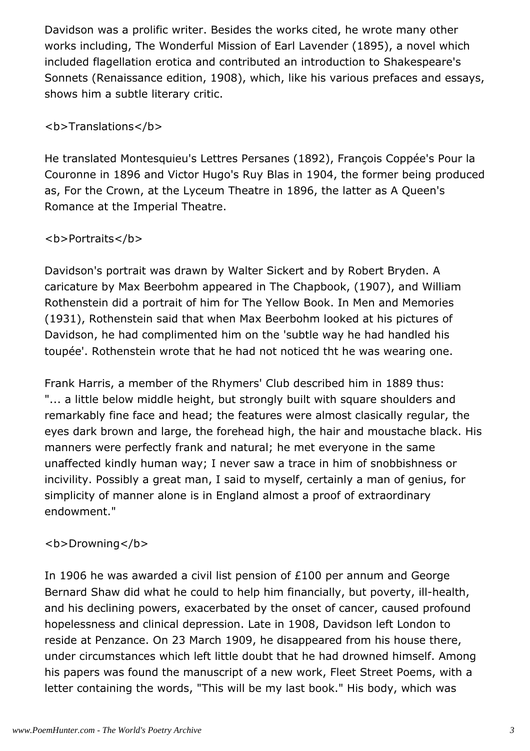Davidson was a prolific writer. Besides the works cited, he wrote many other works including, The Wonderful Mission of Earl Lavender (1895), a novel which included flagellation erotica and contributed an introduction to Shakespeare's Sonnets (Renaissance edition, 1908), which, like his various prefaces and essays, shows him a subtle literary critic.

**Translations**

He translated Montesquieu's Lettres Persanes (1892), François Coppée's Pour la Couronne in 1896 and Victor Hugo's Ruy Blas in 1904, the former being produced as, For the Crown, at the Lyceum Theatre in 1896, the latter as A Queen's Romance at the Imperial Theatre.

**Portraits**

Davidson's portrait was drawn by Walter Sickert and by Robert Bryden. A caricature by Max Beerbohm appeared in The Chapbook, (1907), and William Rothenstein did a portrait of him for The Yellow Book. In Men and Memories (1931), Rothenstein said that when Max Beerbohm looked at his pictures of Davidson, he had complimented him on the 'subtle way he had handled his toupée'. Rothenstein wrote that he had not noticed tht he was wearing one.

Frank Harris, a member of the Rhymers' Club described him in 1889 thus: "... a little below middle height, but strongly built with square shoulders and remarkably fine face and head; the features were almost clasically regular, the eyes dark brown and large, the forehead high, the hair and moustache black. His manners were perfectly frank and natural; he met everyone in the same unaffected kindly human way; I never saw a trace in him of snobbishness or incivility. Possibly a great man, I said to myself, certainly a man of genius, for simplicity of manner alone is in England almost a proof of extraordinary endowment."

**Drowning**

In 1906 he was awarded a civil list pension of £100 per annum and George Bernard Shaw did what he could to help him financially, but poverty, ill-health, and his declining powers, exacerbated by the onset of cancer, caused profound hopelessness and clinical depression. Late in 1908, Davidson left London to reside at Penzance. On 23 March 1909, he disappeared from his house there, under circumstances which left little doubt that he had drowned himself. Among his papers was found the manuscript of a new work, Fleet Street Poems, with a letter containing the words, "This will be my last book." His body, which was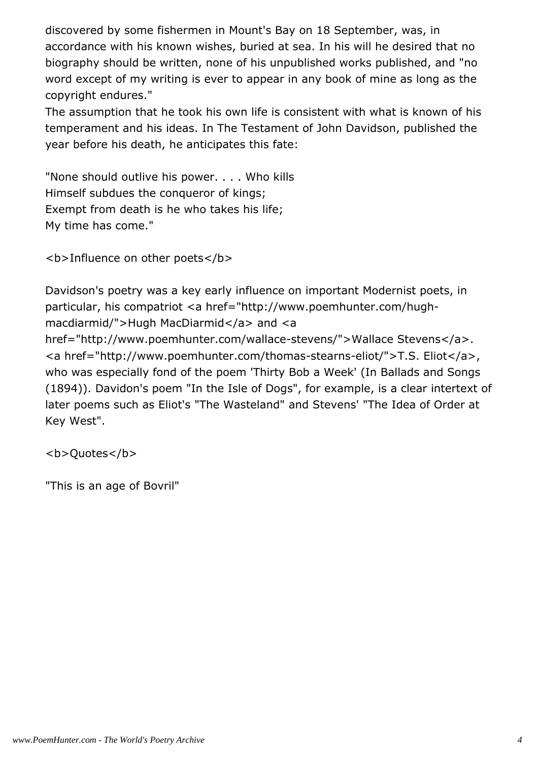discovered by some fishermen in Mount's Bay on 18 September, was, in accordance with his known wishes, buried at sea. In his will he desired that no biography should be written, none of his unpublished works published, and "no word except of my writing is ever to appear in any book of mine as long as the copyright endures."
The assumption that he took his own life is consistent with what is known of his temperament and his ideas. In The Testament of John Davidson, published the year before his death, he anticipates this fate:

"None should outlive his power. . . . Who kills
Himself subdues the conqueror of kings;
Exempt from death is he who takes his life;
My time has come."

<b>Influence on other poets</b>

Davidson's poetry was a key early influence on important Modernist poets, in particular, his compatriot <a href="http://www.poemhunter.com/hugh-macdiarmid/">Hugh MacDiarmid</a> and <a href="http://www.poemhunter.com/wallace-stevens/">Wallace Stevens</a>. <a href="http://www.poemhunter.com/thomas-stearns-eliot/">T.S. Eliot</a>, who was especially fond of the poem 'Thirty Bob a Week' (In Ballads and Songs (1894)). Davidon's poem "In the Isle of Dogs", for example, is a clear intertext of later poems such as Eliot's "The Wasteland" and Stevens' "The Idea of Order at Key West".

<b>Quotes</b>

"This is an age of Bovril"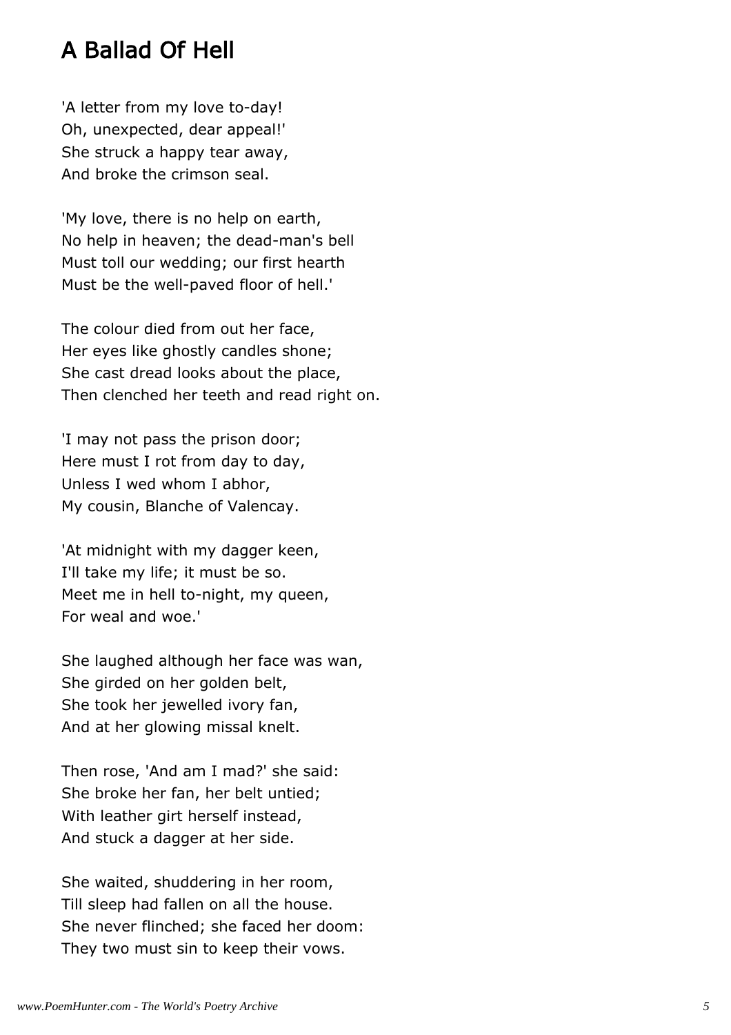# A Ballad Of Hell

'A letter from my love to-day!
Oh, unexpected, dear appeal!'
She struck a happy tear away,
And broke the crimson seal.

'My love, there is no help on earth,
No help in heaven; the dead-man's bell
Must toll our wedding; our first hearth
Must be the well-paved floor of hell.'

The colour died from out her face,
Her eyes like ghostly candles shone;
She cast dread looks about the place,
Then clenched her teeth and read right on.

'I may not pass the prison door;
Here must I rot from day to day,
Unless I wed whom I abhor,
My cousin, Blanche of Valencay.

'At midnight with my dagger keen,
I'll take my life; it must be so.
Meet me in hell to-night, my queen,
For weal and woe.'

She laughed although her face was wan,
She girded on her golden belt,
She took her jewelled ivory fan,
And at her glowing missal knelt.

Then rose, 'And am I mad?' she said:
She broke her fan, her belt untied;
With leather girt herself instead,
And stuck a dagger at her side.

She waited, shuddering in her room,
Till sleep had fallen on all the house.
She never flinched; she faced her doom:
They two must sin to keep their vows.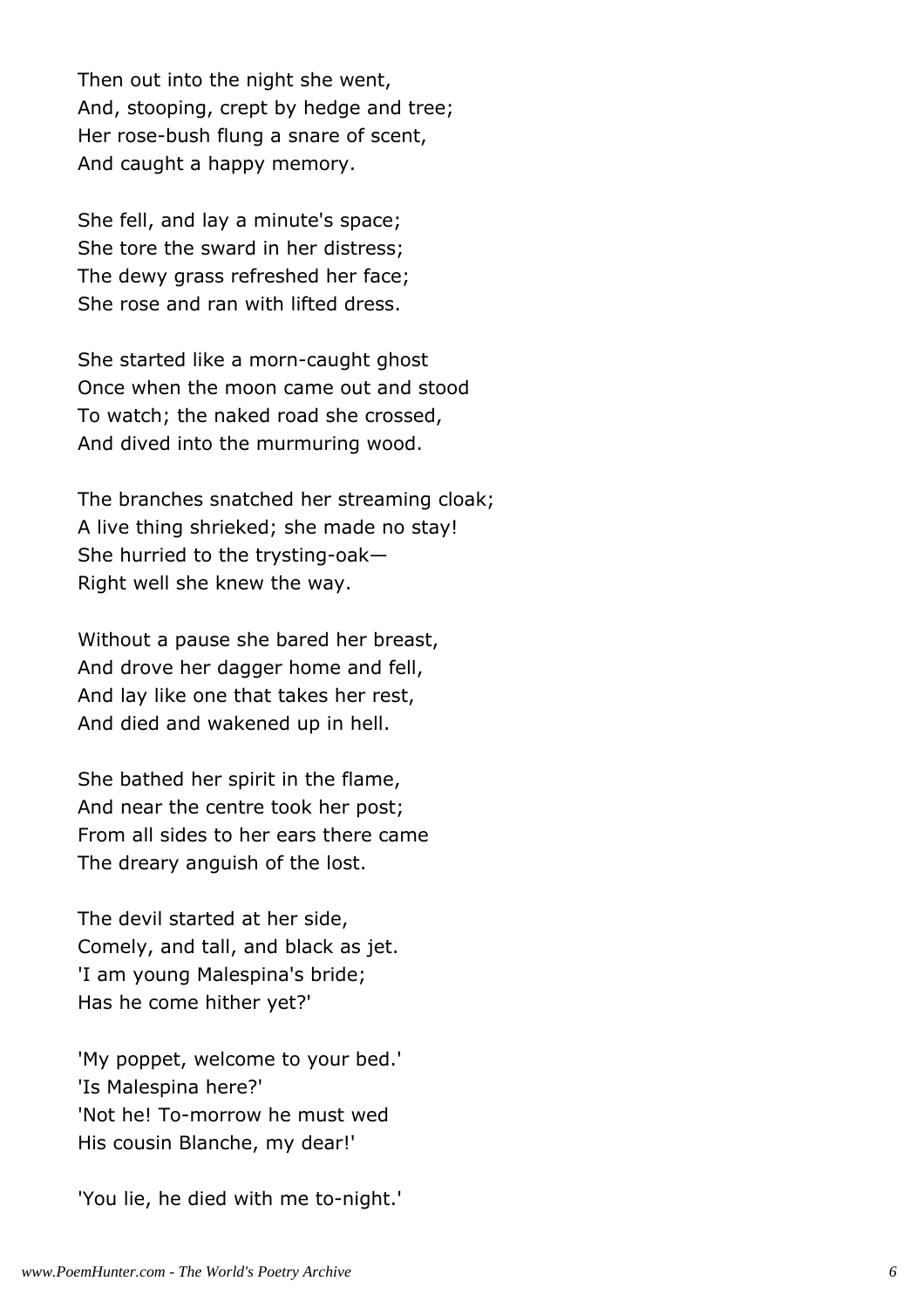Then out into the night she went,
And, stooping, crept by hedge and tree;
Her rose-bush flung a snare of scent,
And caught a happy memory.

She fell, and lay a minute's space;
She tore the sward in her distress;
The dewy grass refreshed her face;
She rose and ran with lifted dress.

She started like a morn-caught ghost
Once when the moon came out and stood
To watch; the naked road she crossed,
And dived into the murmuring wood.

The branches snatched her streaming cloak;
A live thing shrieked; she made no stay!
She hurried to the trysting-oak—
Right well she knew the way.

Without a pause she bared her breast,
And drove her dagger home and fell,
And lay like one that takes her rest,
And died and wakened up in hell.

She bathed her spirit in the flame,
And near the centre took her post;
From all sides to her ears there came
The dreary anguish of the lost.

The devil started at her side,
Comely, and tall, and black as jet.
'I am young Malespina's bride;
Has he come hither yet?'

'My poppet, welcome to your bed.'
'Is Malespina here?'
'Not he! To-morrow he must wed
His cousin Blanche, my dear!'

'You lie, he died with me to-night.'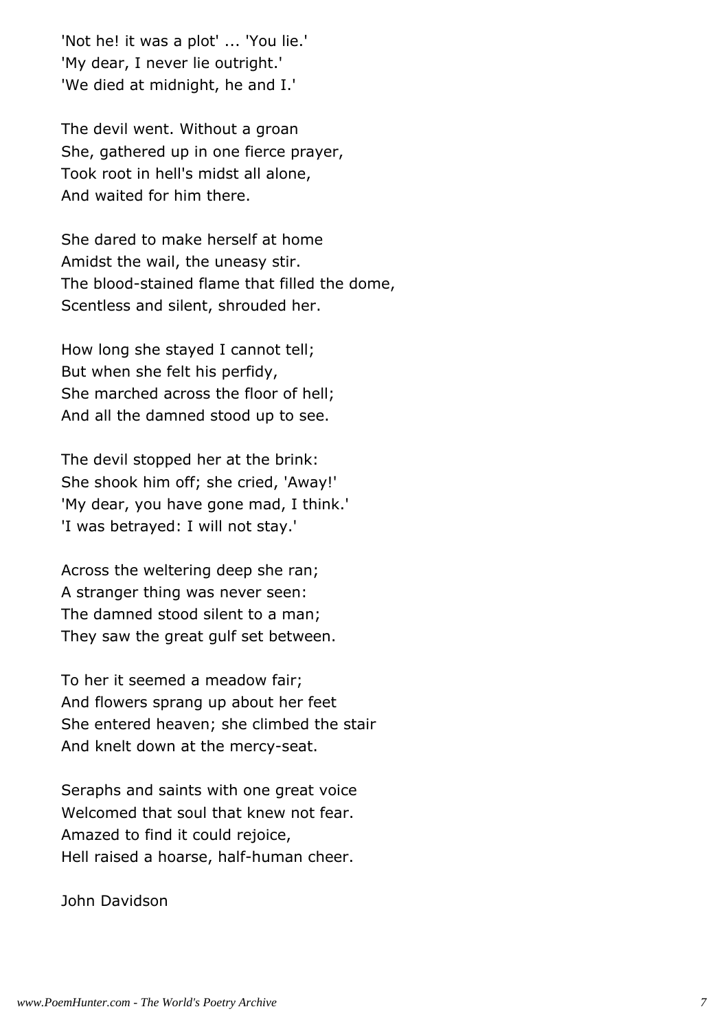'Not he! it was a plot' ... 'You lie.'
'My dear, I never lie outright.'
'We died at midnight, he and I.'

The devil went. Without a groan
She, gathered up in one fierce prayer,
Took root in hell's midst all alone,
And waited for him there.

She dared to make herself at home
Amidst the wail, the uneasy stir.
The blood-stained flame that filled the dome,
Scentless and silent, shrouded her.

How long she stayed I cannot tell;
But when she felt his perfidy,
She marched across the floor of hell;
And all the damned stood up to see.

The devil stopped her at the brink:
She shook him off; she cried, 'Away!'
'My dear, you have gone mad, I think.'
'I was betrayed: I will not stay.'

Across the weltering deep she ran;
A stranger thing was never seen:
The damned stood silent to a man;
They saw the great gulf set between.

To her it seemed a meadow fair;
And flowers sprang up about her feet
She entered heaven; she climbed the stair
And knelt down at the mercy-seat.

Seraphs and saints with one great voice
Welcomed that soul that knew not fear.
Amazed to find it could rejoice,
Hell raised a hoarse, half-human cheer.

John Davidson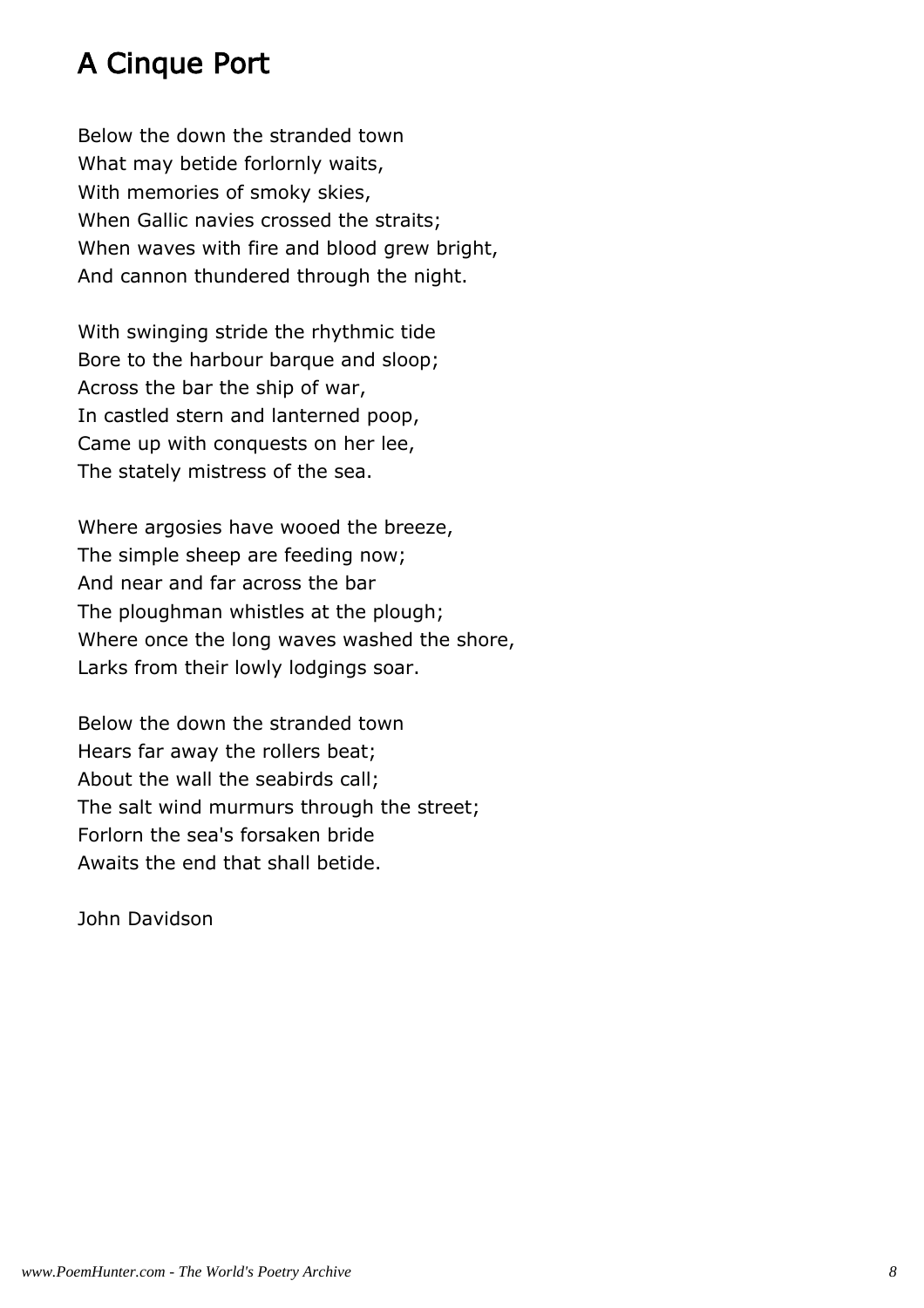# A Cinque Port

Below the down the stranded town
What may betide forlornly waits,
With memories of smoky skies,
When Gallic navies crossed the straits;
When waves with fire and blood grew bright,
And cannon thundered through the night.

With swinging stride the rhythmic tide
Bore to the harbour barque and sloop;
Across the bar the ship of war,
In castled stern and lanterned poop,
Came up with conquests on her lee,
The stately mistress of the sea.

Where argosies have wooed the breeze,
The simple sheep are feeding now;
And near and far across the bar
The ploughman whistles at the plough;
Where once the long waves washed the shore,
Larks from their lowly lodgings soar.

Below the down the stranded town
Hears far away the rollers beat;
About the wall the seabirds call;
The salt wind murmurs through the street;
Forlorn the sea's forsaken bride
Awaits the end that shall betide.

John Davidson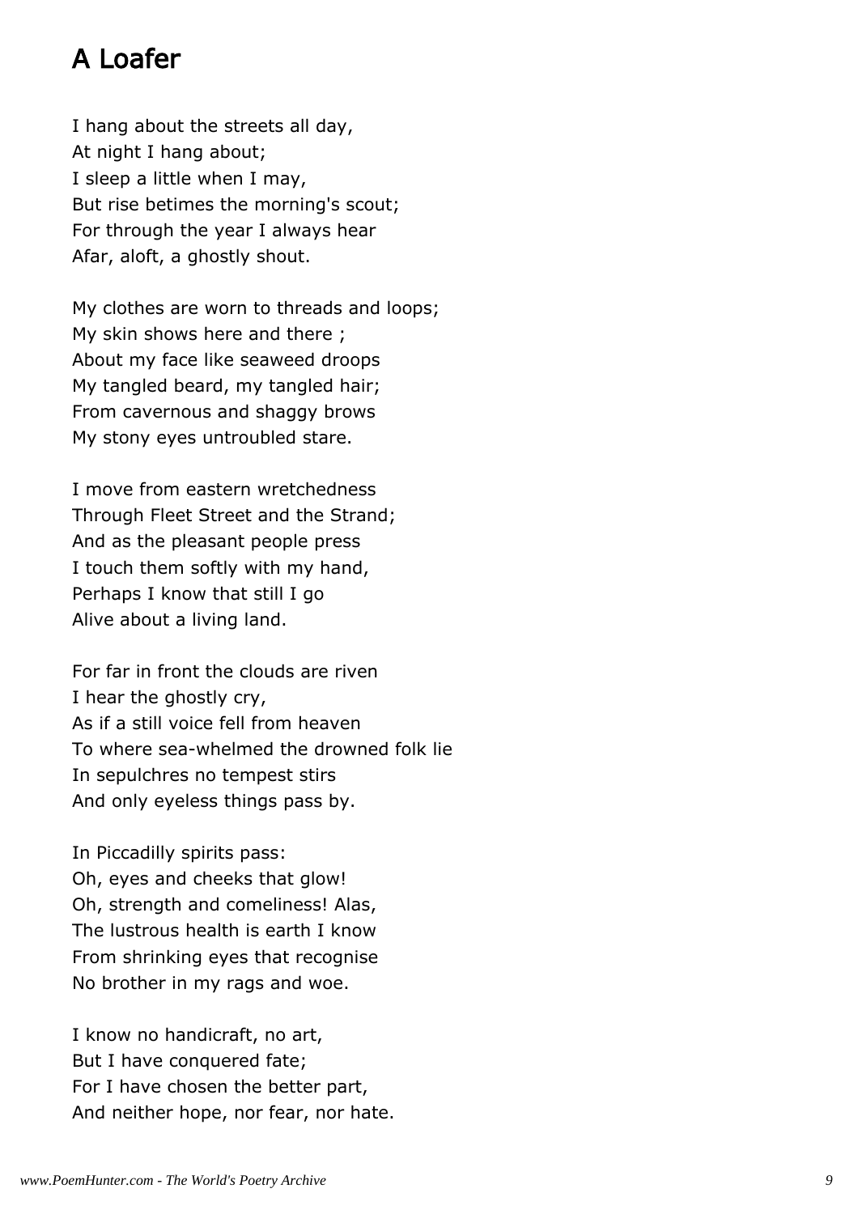## A Loafer

I hang about the streets all day,  
At night I hang about;  
I sleep a little when I may,  
But rise betimes the morning's scout;  
For through the year I always hear  
Afar, aloft, a ghostly shout.

My clothes are worn to threads and loops;  
My skin shows here and there ;  
About my face like seaweed droops  
My tangled beard, my tangled hair;  
From cavernous and shaggy brows  
My stony eyes untroubled stare.

I move from eastern wretchedness  
Through Fleet Street and the Strand;  
And as the pleasant people press  
I touch them softly with my hand,  
Perhaps I know that still I go  
Alive about a living land.

For far in front the clouds are riven  
I hear the ghostly cry,  
As if a still voice fell from heaven  
To where sea-whelmed the drowned folk lie  
In sepulchres no tempest stirs  
And only eyeless things pass by.

In Piccadilly spirits pass:  
Oh, eyes and cheeks that glow!  
Oh, strength and comeliness! Alas,  
The lustrous health is earth I know  
From shrinking eyes that recognise  
No brother in my rags and woe.

I know no handicraft, no art,  
But I have conquered fate;  
For I have chosen the better part,  
And neither hope, nor fear, nor hate.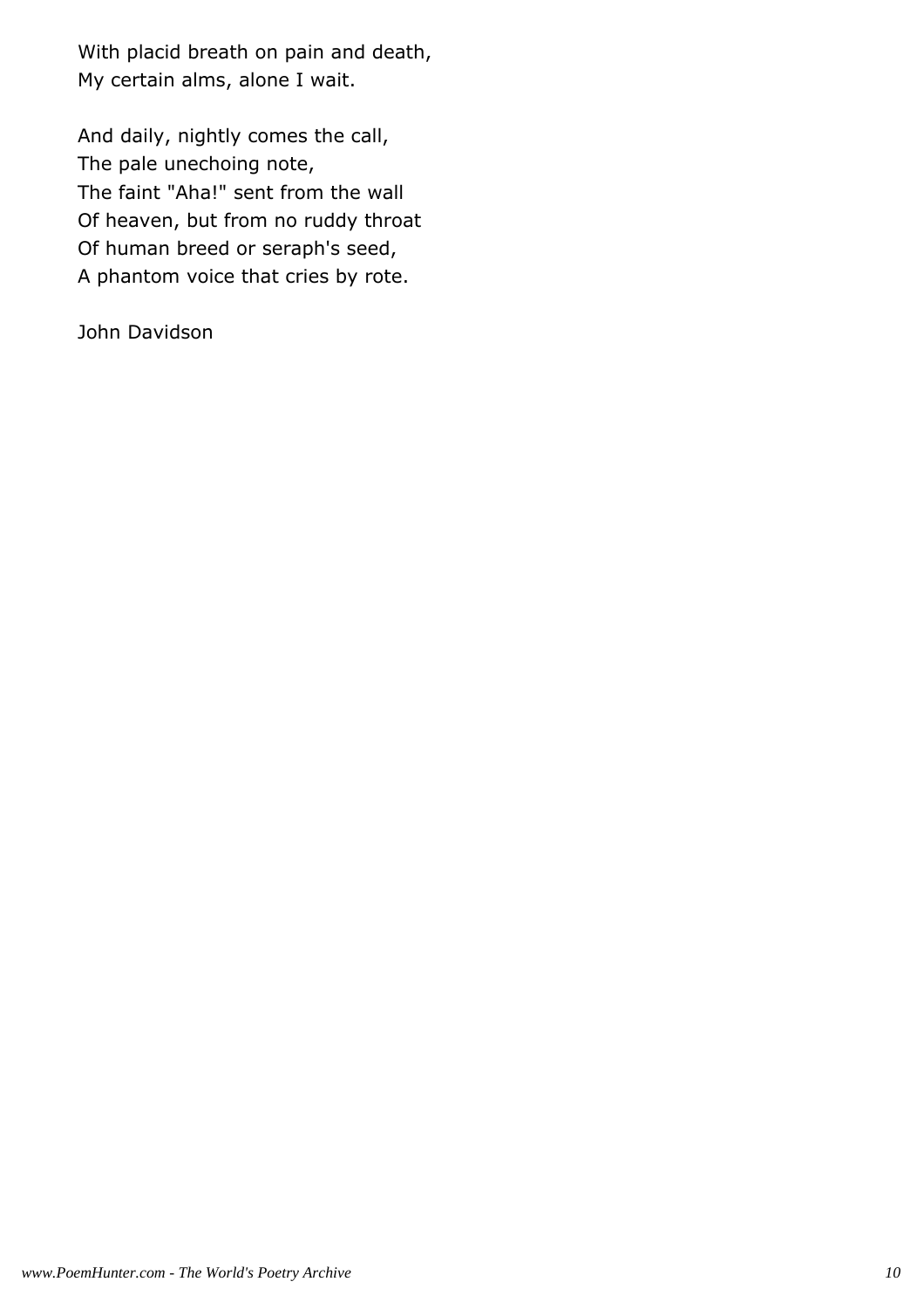With placid breath on pain and death,
My certain alms, alone I wait.

And daily, nightly comes the call,
The pale unechoing note,
The faint "Aha!" sent from the wall
Of heaven, but from no ruddy throat
Of human breed or seraph's seed,
A phantom voice that cries by rote.

John Davidson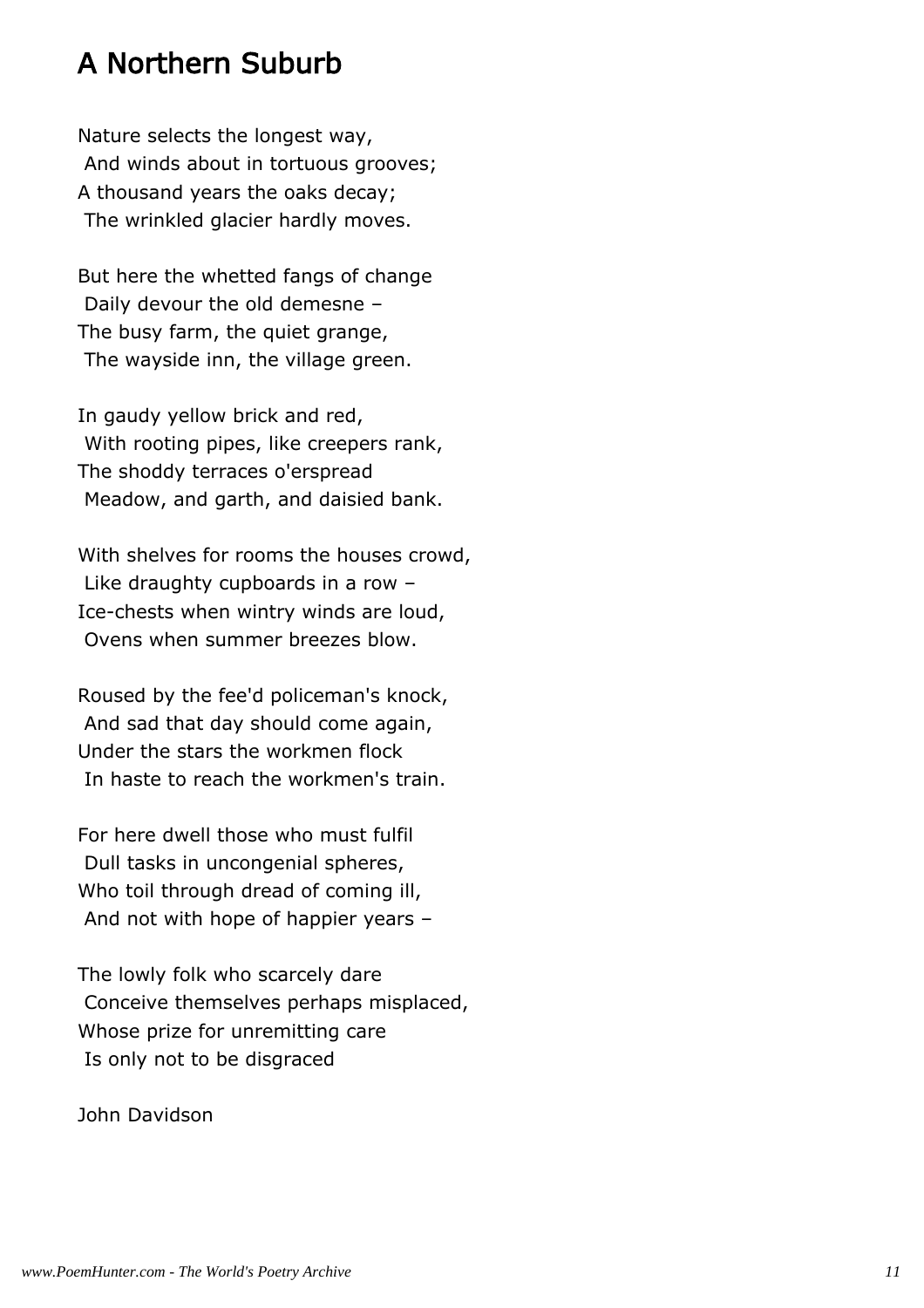# A Northern Suburb

Nature selects the longest way,  
 And winds about in tortuous grooves;  
A thousand years the oaks decay;  
 The wrinkled glacier hardly moves.

But here the whetted fangs of change  
 Daily devour the old demesne –  
The busy farm, the quiet grange,  
 The wayside inn, the village green.

In gaudy yellow brick and red,  
 With rooting pipes, like creepers rank,  
The shoddy terraces o'erspread  
 Meadow, and garth, and daisied bank.

With shelves for rooms the houses crowd,  
 Like draughty cupboards in a row –  
Ice-chests when wintry winds are loud,  
 Ovens when summer breezes blow.

Roused by the fee'd policeman's knock,  
 And sad that day should come again,  
Under the stars the workmen flock  
 In haste to reach the workmen's train.

For here dwell those who must fulfil  
 Dull tasks in uncongenial spheres,  
Who toil through dread of coming ill,  
 And not with hope of happier years –

The lowly folk who scarcely dare  
 Conceive themselves perhaps misplaced,  
Whose prize for unremitting care  
 Is only not to be disgraced

John Davidson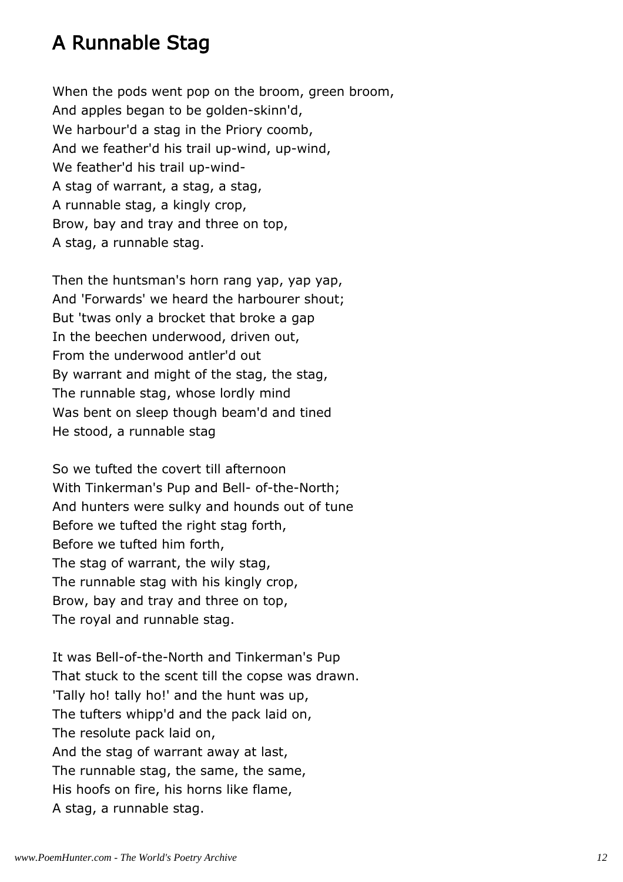# A Runnable Stag

When the pods went pop on the broom, green broom,  
And apples began to be golden-skinn'd,  
We harbour'd a stag in the Priory coomb,  
And we feather'd his trail up-wind, up-wind,  
We feather'd his trail up-wind-  
A stag of warrant, a stag, a stag,  
A runnable stag, a kingly crop,  
Brow, bay and tray and three on top,  
A stag, a runnable stag.

Then the huntsman's horn rang yap, yap yap,  
And 'Forwards' we heard the harbourer shout;  
But 'twas only a brocket that broke a gap  
In the beechen underwood, driven out,  
From the underwood antler'd out  
By warrant and might of the stag, the stag,  
The runnable stag, whose lordly mind  
Was bent on sleep though beam'd and tined  
He stood, a runnable stag

So we tufted the covert till afternoon  
With Tinkerman's Pup and Bell- of-the-North;  
And hunters were sulky and hounds out of tune  
Before we tufted the right stag forth,  
Before we tufted him forth,  
The stag of warrant, the wily stag,  
The runnable stag with his kingly crop,  
Brow, bay and tray and three on top,  
The royal and runnable stag.

It was Bell-of-the-North and Tinkerman's Pup  
That stuck to the scent till the copse was drawn.  
'Tally ho! tally ho!' and the hunt was up,  
The tufters whipp'd and the pack laid on,  
The resolute pack laid on,  
And the stag of warrant away at last,  
The runnable stag, the same, the same,  
His hoofs on fire, his horns like flame,  
A stag, a runnable stag.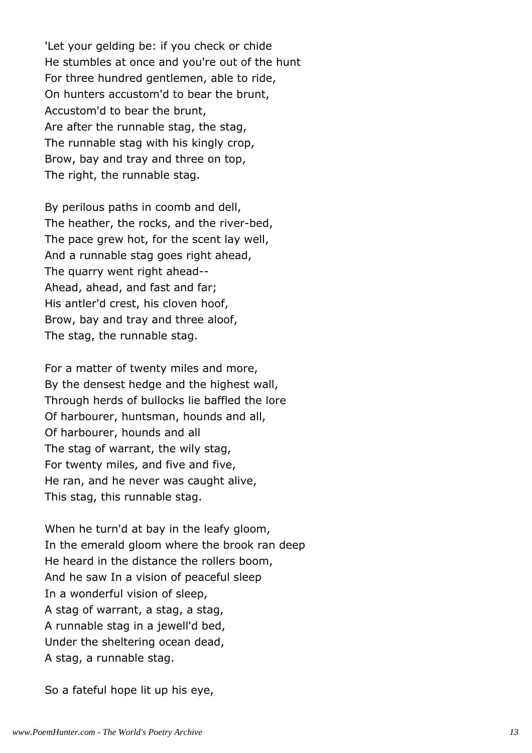'Let your gelding be: if you check or chide
He stumbles at once and you're out of the hunt
For three hundred gentlemen, able to ride,
On hunters accustom'd to bear the brunt,
Accustom'd to bear the brunt,
Are after the runnable stag, the stag,
The runnable stag with his kingly crop,
Brow, bay and tray and three on top,
The right, the runnable stag.

By perilous paths in coomb and dell,
The heather, the rocks, and the river-bed,
The pace grew hot, for the scent lay well,
And a runnable stag goes right ahead,
The quarry went right ahead--
Ahead, ahead, and fast and far;
His antler'd crest, his cloven hoof,
Brow, bay and tray and three aloof,
The stag, the runnable stag.

For a matter of twenty miles and more,
By the densest hedge and the highest wall,
Through herds of bullocks lie baffled the lore
Of harbourer, huntsman, hounds and all,
Of harbourer, hounds and all
The stag of warrant, the wily stag,
For twenty miles, and five and five,
He ran, and he never was caught alive,
This stag, this runnable stag.

When he turn'd at bay in the leafy gloom,
In the emerald gloom where the brook ran deep
He heard in the distance the rollers boom,
And he saw In a vision of peaceful sleep
In a wonderful vision of sleep,
A stag of warrant, a stag, a stag,
A runnable stag in a jewell'd bed,
Under the sheltering ocean dead,
A stag, a runnable stag.

So a fateful hope lit up his eye,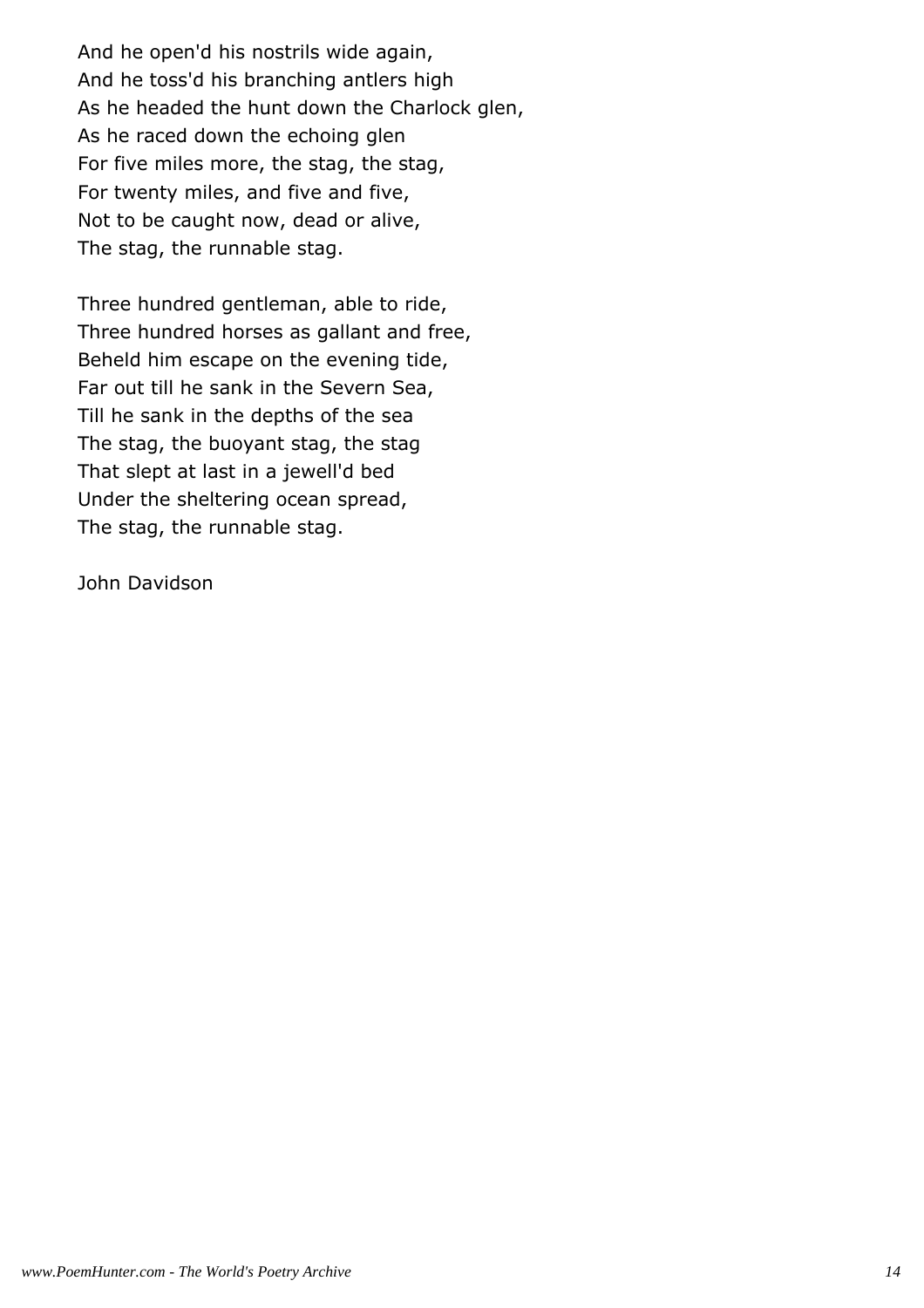And he open'd his nostrils wide again,
And he toss'd his branching antlers high
As he headed the hunt down the Charlock glen,
As he raced down the echoing glen
For five miles more, the stag, the stag,
For twenty miles, and five and five,
Not to be caught now, dead or alive,
The stag, the runnable stag.

Three hundred gentleman, able to ride,
Three hundred horses as gallant and free,
Beheld him escape on the evening tide,
Far out till he sank in the Severn Sea,
Till he sank in the depths of the sea
The stag, the buoyant stag, the stag
That slept at last in a jewell'd bed
Under the sheltering ocean spread,
The stag, the runnable stag.

John Davidson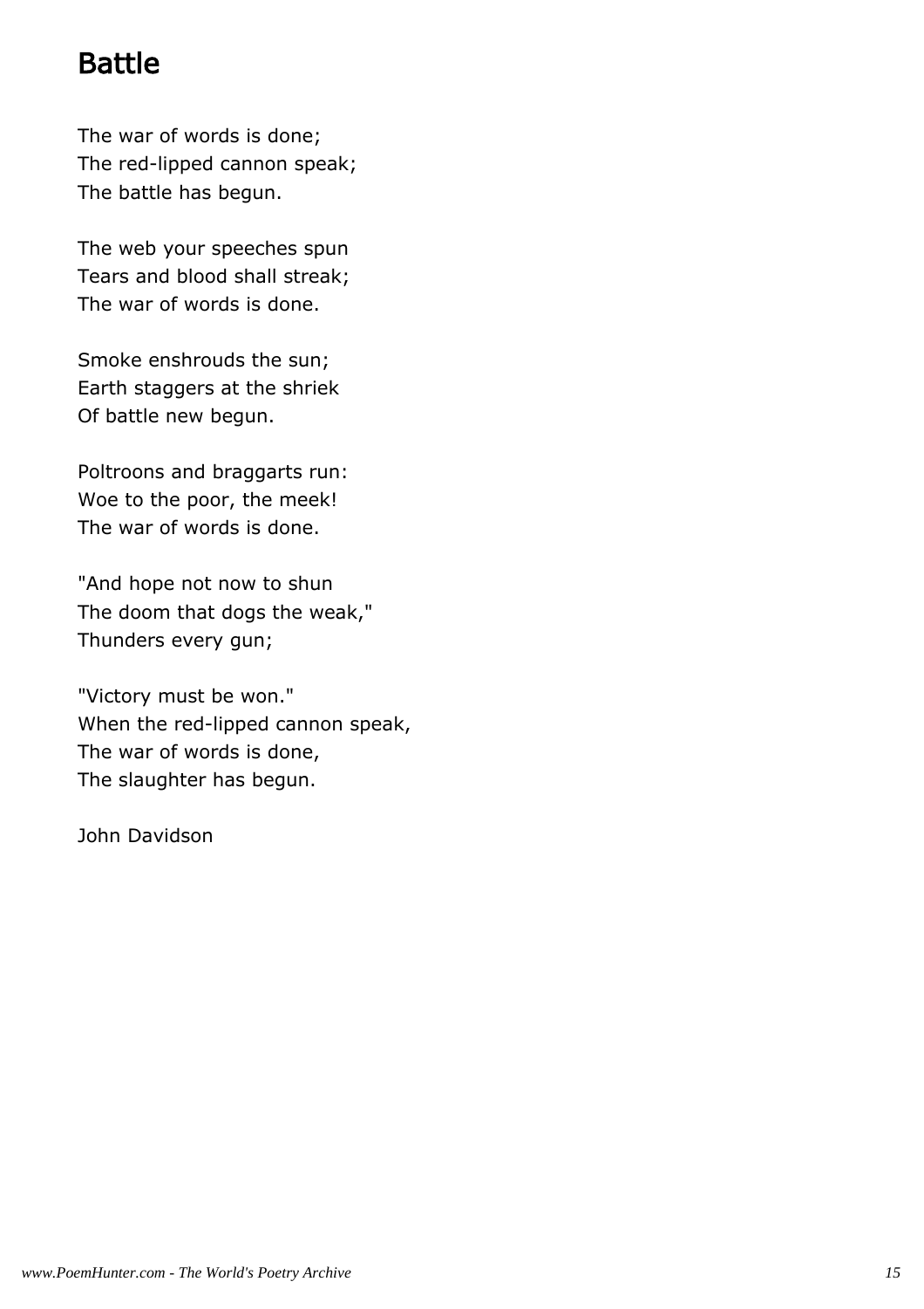# Battle

The war of words is done;
The red-lipped cannon speak;
The battle has begun.

The web your speeches spun
Tears and blood shall streak;
The war of words is done.

Smoke enshrouds the sun;
Earth staggers at the shriek
Of battle new begun.

Poltroons and braggarts run:
Woe to the poor, the meek!
The war of words is done.

"And hope not now to shun
The doom that dogs the weak,"
Thunders every gun;

"Victory must be won."
When the red-lipped cannon speak,
The war of words is done,
The slaughter has begun.

John Davidson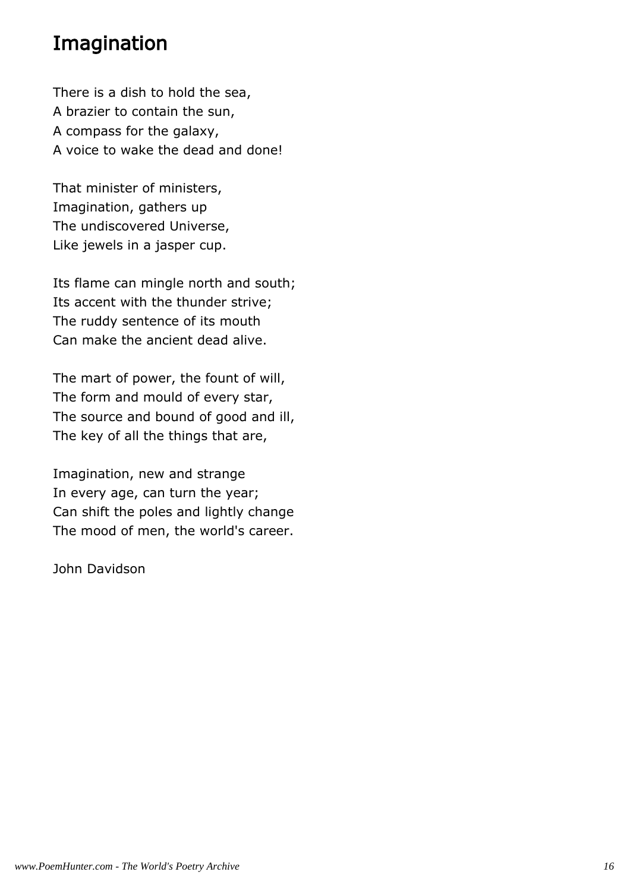## Imagination

There is a dish to hold the sea,
A brazier to contain the sun,
A compass for the galaxy,
A voice to wake the dead and done!

That minister of ministers,
Imagination, gathers up
The undiscovered Universe,
Like jewels in a jasper cup.

Its flame can mingle north and south;
Its accent with the thunder strive;
The ruddy sentence of its mouth
Can make the ancient dead alive.

The mart of power, the fount of will,
The form and mould of every star,
The source and bound of good and ill,
The key of all the things that are,

Imagination, new and strange
In every age, can turn the year;
Can shift the poles and lightly change
The mood of men, the world's career.

John Davidson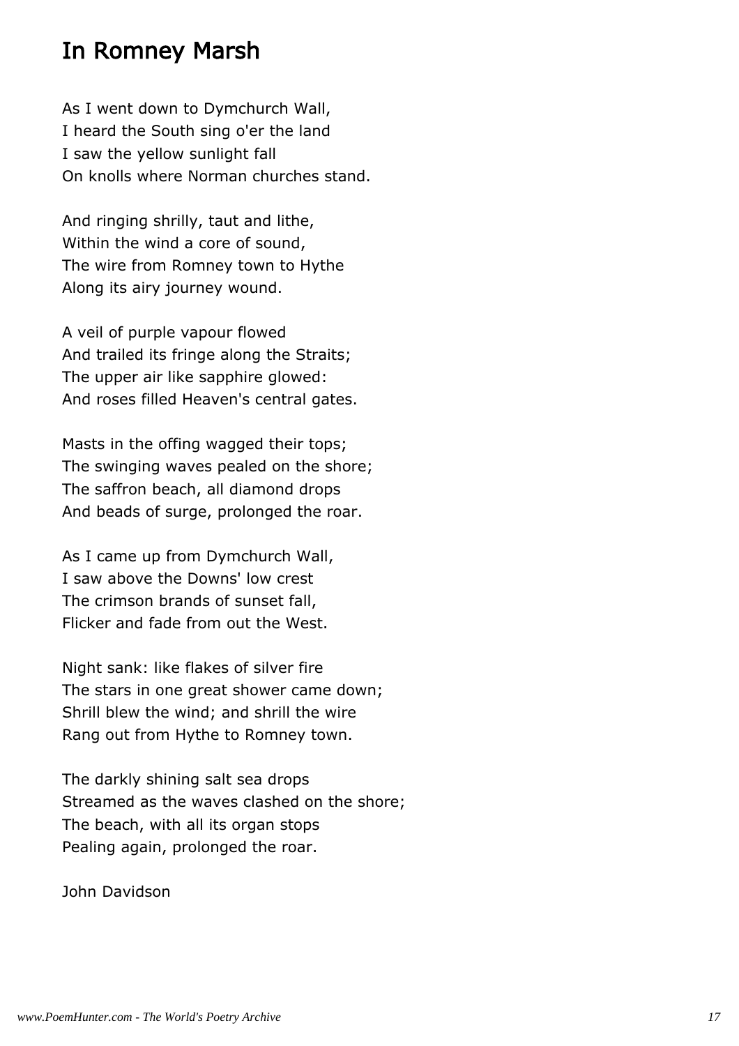# In Romney Marsh

As I went down to Dymchurch Wall,  
I heard the South sing o'er the land  
I saw the yellow sunlight fall  
On knolls where Norman churches stand.

And ringing shrilly, taut and lithe,  
Within the wind a core of sound,  
The wire from Romney town to Hythe  
Along its airy journey wound.

A veil of purple vapour flowed  
And trailed its fringe along the Straits;  
The upper air like sapphire glowed:  
And roses filled Heaven's central gates.

Masts in the offing wagged their tops;  
The swinging waves pealed on the shore;  
The saffron beach, all diamond drops  
And beads of surge, prolonged the roar.

As I came up from Dymchurch Wall,  
I saw above the Downs' low crest  
The crimson brands of sunset fall,  
Flicker and fade from out the West.

Night sank: like flakes of silver fire  
The stars in one great shower came down;  
Shrill blew the wind; and shrill the wire  
Rang out from Hythe to Romney town.

The darkly shining salt sea drops  
Streamed as the waves clashed on the shore;  
The beach, with all its organ stops  
Pealing again, prolonged the roar.

John Davidson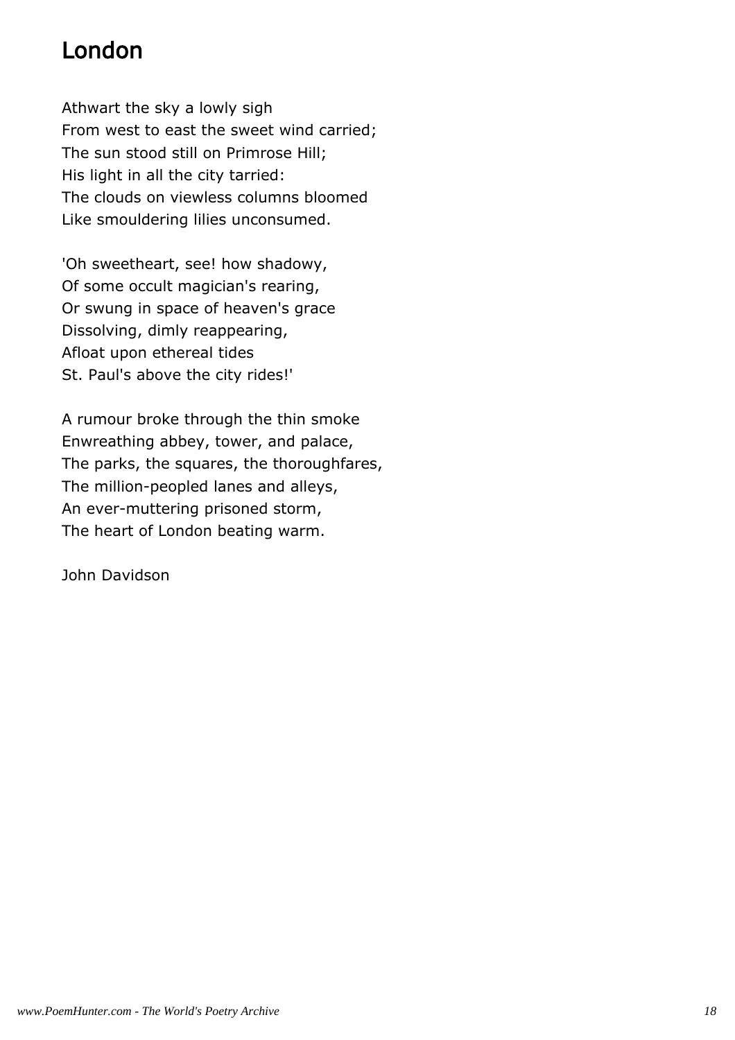# London

Athwart the sky a lowly sigh  
From west to east the sweet wind carried;  
The sun stood still on Primrose Hill;  
His light in all the city tarried:  
The clouds on viewless columns bloomed  
Like smouldering lilies unconsumed.

'Oh sweetheart, see! how shadowy,  
Of some occult magician's rearing,  
Or swung in space of heaven's grace  
Dissolving, dimly reappearing,  
Afloat upon ethereal tides  
St. Paul's above the city rides!'

A rumour broke through the thin smoke  
Enwreathing abbey, tower, and palace,  
The parks, the squares, the thoroughfares,  
The million-peopled lanes and alleys,  
An ever-muttering prisoned storm,  
The heart of London beating warm.

John Davidson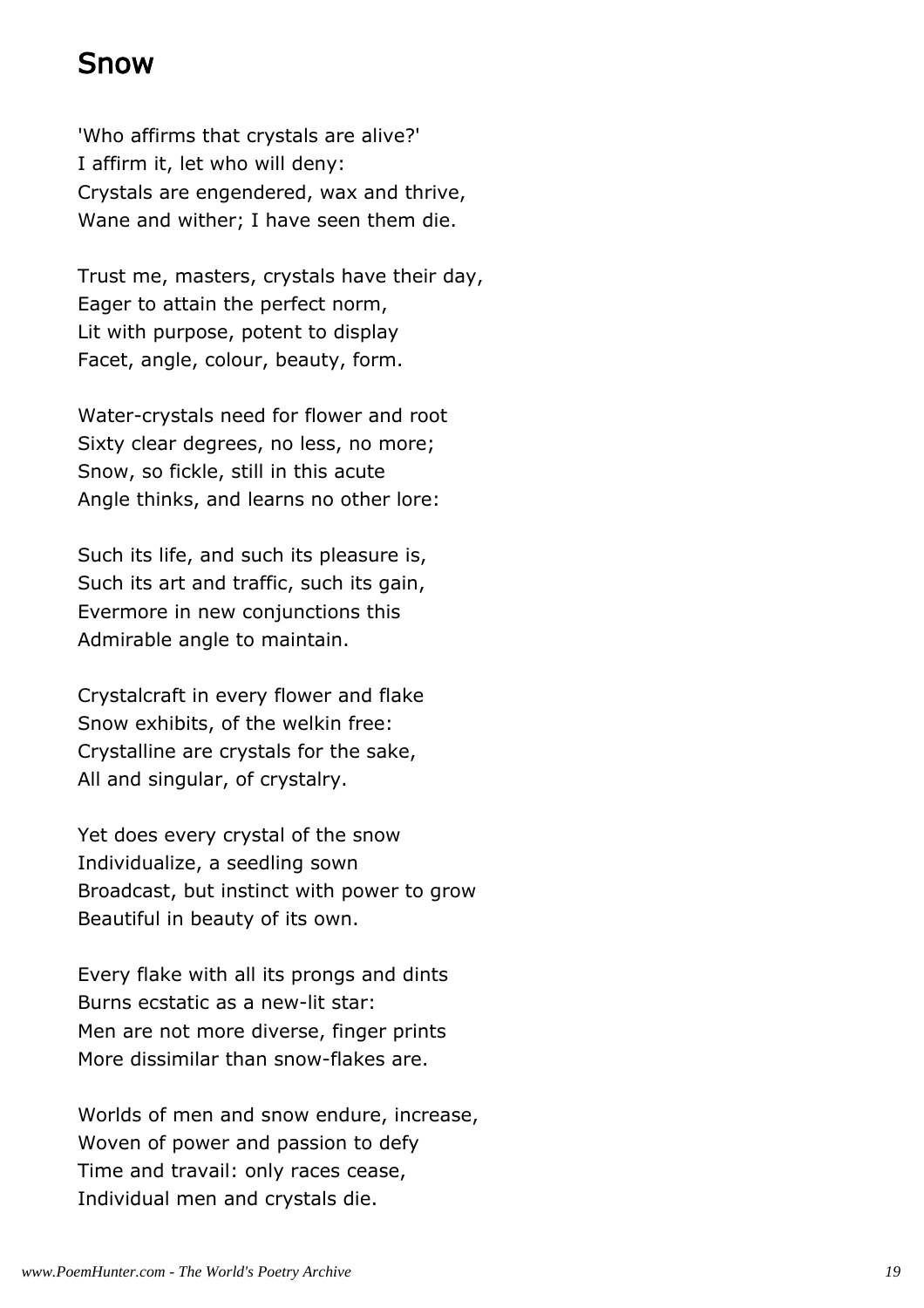# Snow

'Who affirms that crystals are alive?'
I affirm it, let who will deny:
Crystals are engendered, wax and thrive,
Wane and wither; I have seen them die.

Trust me, masters, crystals have their day,
Eager to attain the perfect norm,
Lit with purpose, potent to display
Facet, angle, colour, beauty, form.

Water-crystals need for flower and root
Sixty clear degrees, no less, no more;
Snow, so fickle, still in this acute
Angle thinks, and learns no other lore:

Such its life, and such its pleasure is,
Such its art and traffic, such its gain,
Evermore in new conjunctions this
Admirable angle to maintain.

Crystalcraft in every flower and flake
Snow exhibits, of the welkin free:
Crystalline are crystals for the sake,
All and singular, of crystalry.

Yet does every crystal of the snow
Individualize, a seedling sown
Broadcast, but instinct with power to grow
Beautiful in beauty of its own.

Every flake with all its prongs and dints
Burns ecstatic as a new-lit star:
Men are not more diverse, finger prints
More dissimilar than snow-flakes are.

Worlds of men and snow endure, increase,
Woven of power and passion to defy
Time and travail: only races cease,
Individual men and crystals die.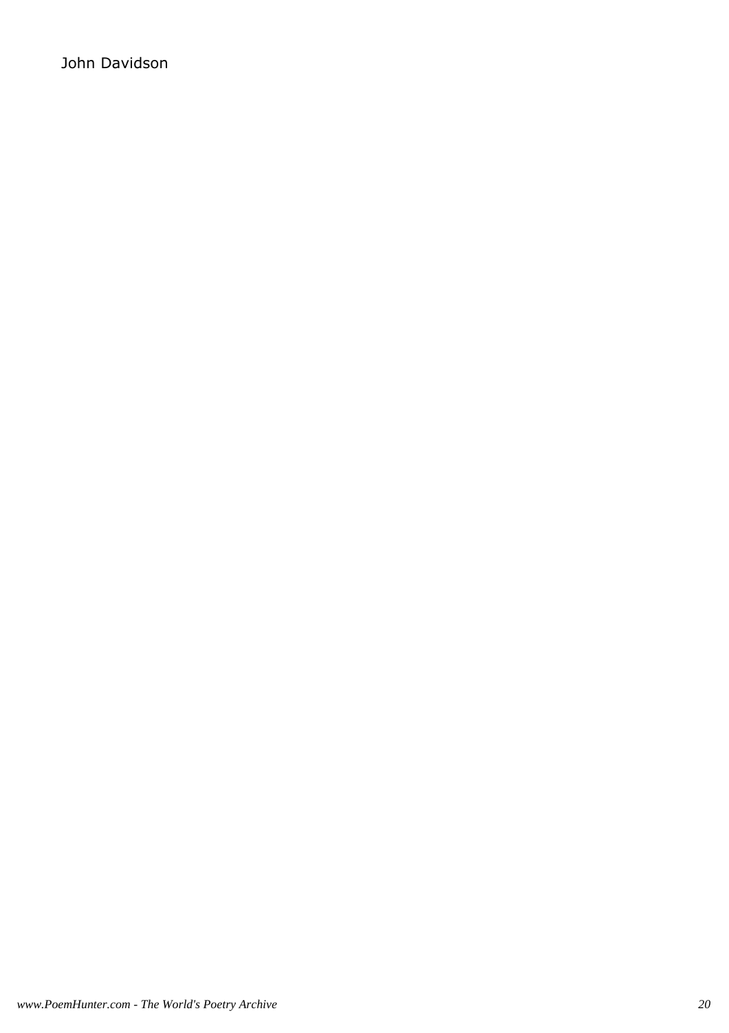John Davidson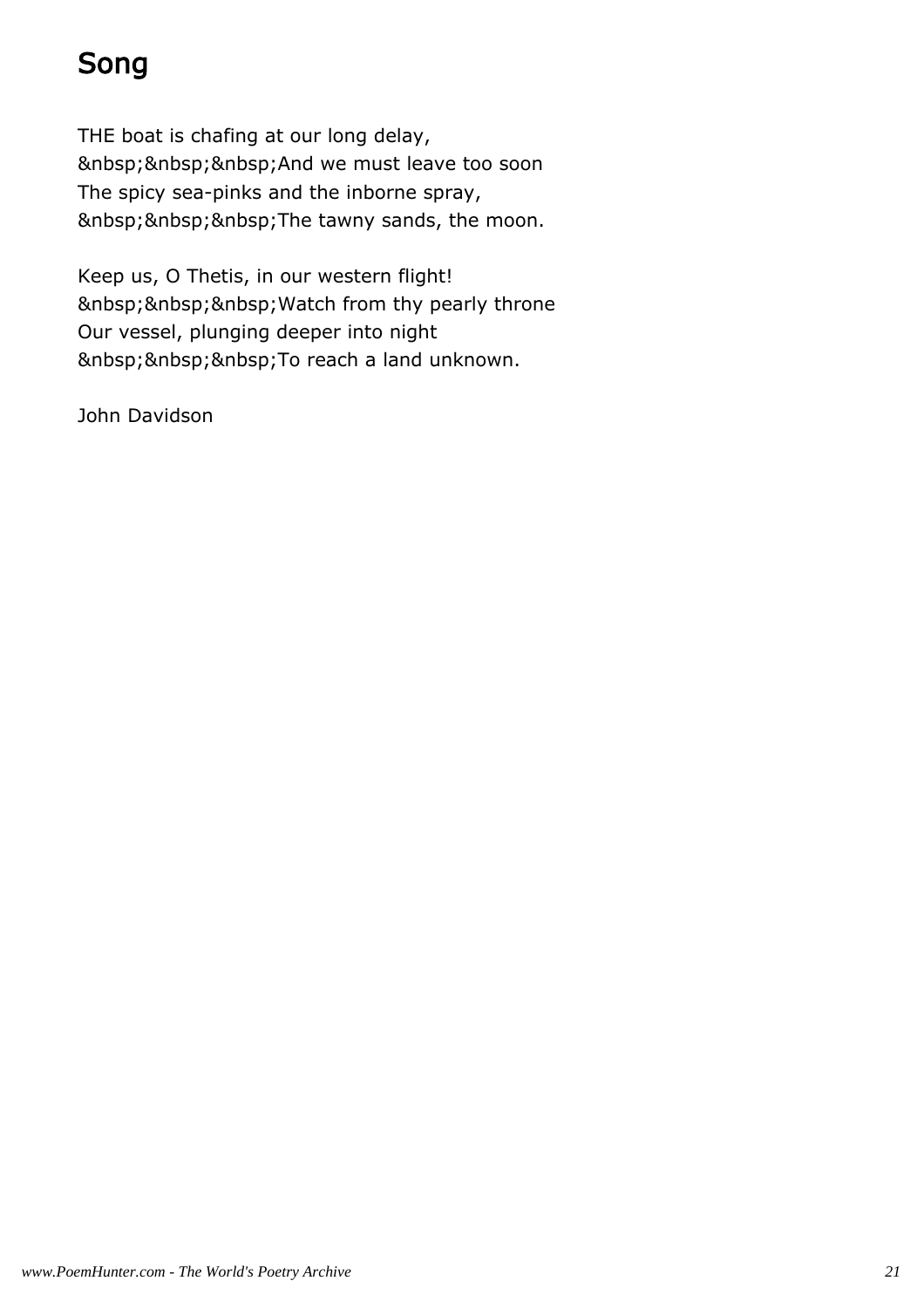# Song

THE boat is chafing at our long delay,  
&nbsp;&nbsp;&nbsp;And we must leave too soon  
The spicy sea-pinks and the inborne spray,  
&nbsp;&nbsp;&nbsp;The tawny sands, the moon.

Keep us, O Thetis, in our western flight!  
&nbsp;&nbsp;&nbsp;Watch from thy pearly throne  
Our vessel, plunging deeper into night  
&nbsp;&nbsp;&nbsp;To reach a land unknown.

John Davidson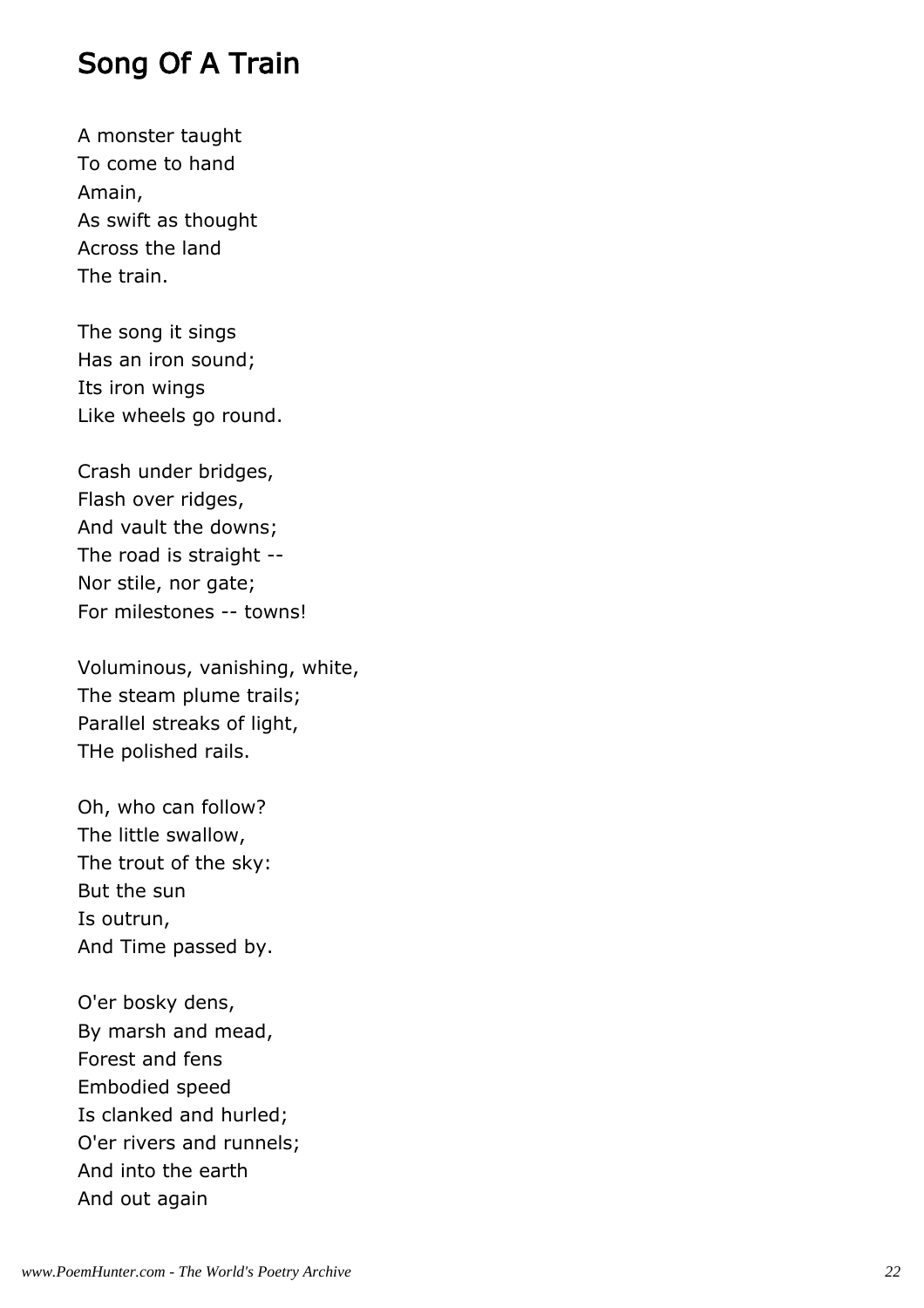## Song Of A Train

A monster taught  
To come to hand  
Amain,  
As swift as thought  
Across the land  
The train.

The song it sings  
Has an iron sound;  
Its iron wings  
Like wheels go round.

Crash under bridges,  
Flash over ridges,  
And vault the downs;  
The road is straight --  
Nor stile, nor gate;  
For milestones -- towns!

Voluminous, vanishing, white,  
The steam plume trails;  
Parallel streaks of light,  
THe polished rails.

Oh, who can follow?  
The little swallow,  
The trout of the sky:  
But the sun  
Is outrun,  
And Time passed by.

O'er bosky dens,  
By marsh and mead,  
Forest and fens  
Embodied speed  
Is clanked and hurled;  
O'er rivers and runnels;  
And into the earth  
And out again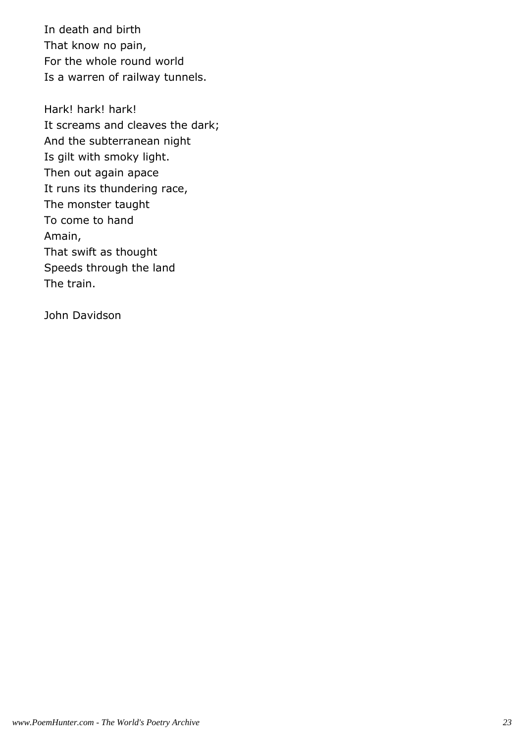In death and birth  
That know no pain,  
For the whole round world  
Is a warren of railway tunnels.

Hark! hark! hark!  
It screams and cleaves the dark;  
And the subterranean night  
Is gilt with smoky light.  
Then out again apace  
It runs its thundering race,  
The monster taught  
To come to hand  
Amain,  
That swift as thought  
Speeds through the land  
The train.

John Davidson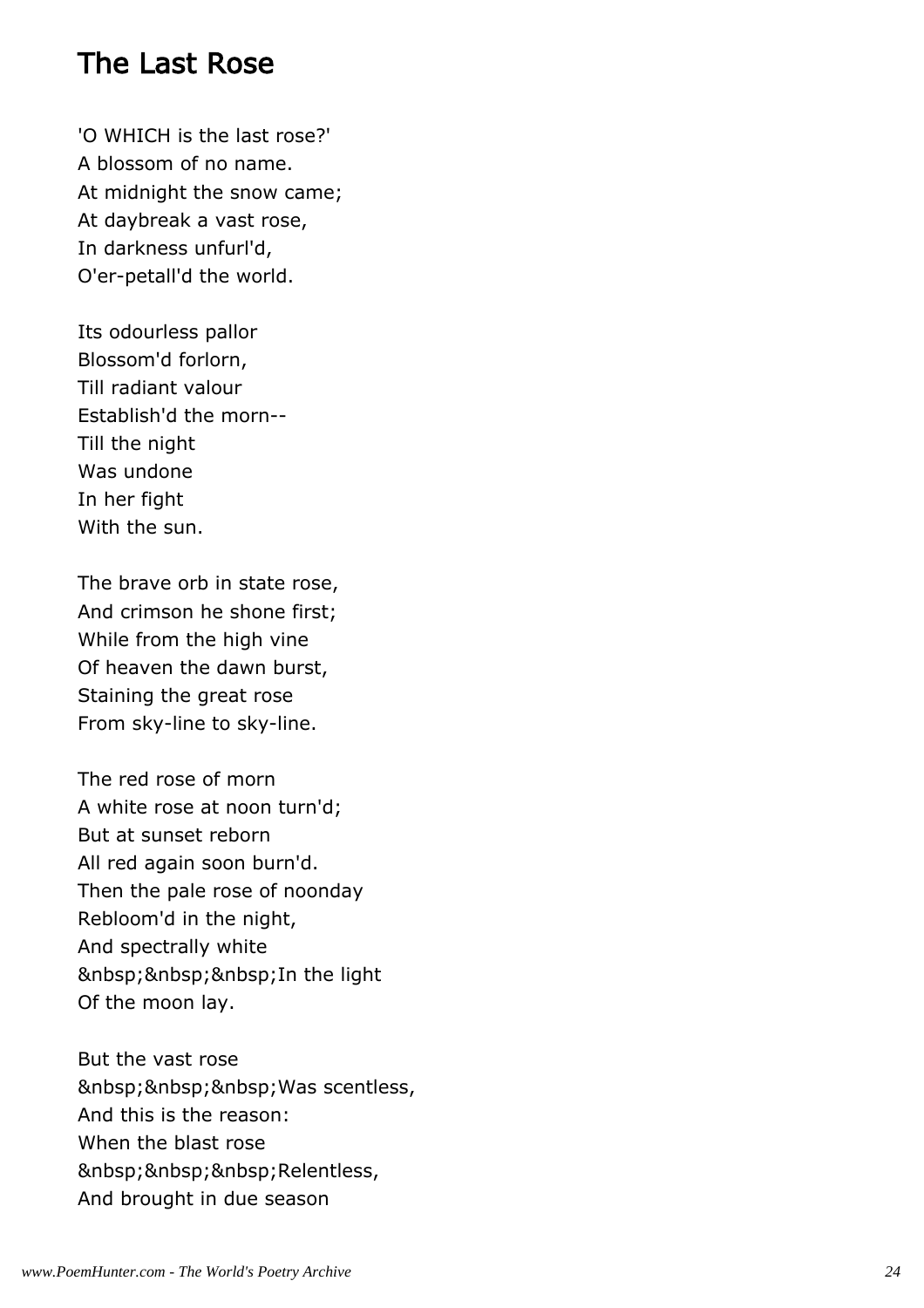## The Last Rose

'O WHICH is the last rose?'
A blossom of no name.
At midnight the snow came;
At daybreak a vast rose,
In darkness unfurl'd,
O'er-petall'd the world.

Its odourless pallor
Blossom'd forlorn,
Till radiant valour
Establish'd the morn--
Till the night
Was undone
In her fight
With the sun.

The brave orb in state rose,
And crimson he shone first;
While from the high vine
Of heaven the dawn burst,
Staining the great rose
From sky-line to sky-line.

The red rose of morn
A white rose at noon turn'd;
But at sunset reborn
All red again soon burn'd.
Then the pale rose of noonday
Rebloom'd in the night,
And spectrally white
&nbsp;&nbsp;&nbsp;In the light
Of the moon lay.

But the vast rose
&nbsp;&nbsp;&nbsp;Was scentless,
And this is the reason:
When the blast rose
&nbsp;&nbsp;&nbsp;Relentless,
And brought in due season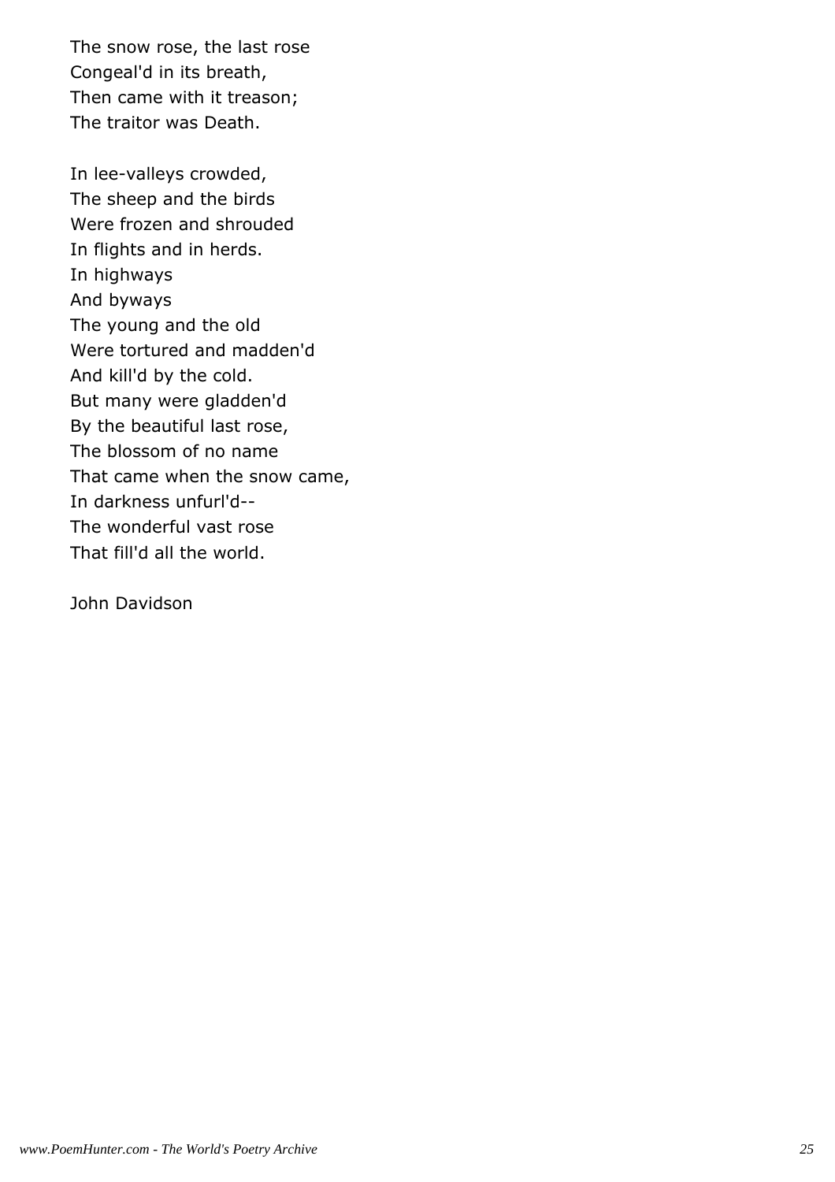The snow rose, the last rose
Congeal'd in its breath,
Then came with it treason;
The traitor was Death.

In lee-valleys crowded,
The sheep and the birds
Were frozen and shrouded
In flights and in herds.
In highways
And byways
The young and the old
Were tortured and madden'd
And kill'd by the cold.
But many were gladden'd
By the beautiful last rose,
The blossom of no name
That came when the snow came,
In darkness unfurl'd--
The wonderful vast rose
That fill'd all the world.

John Davidson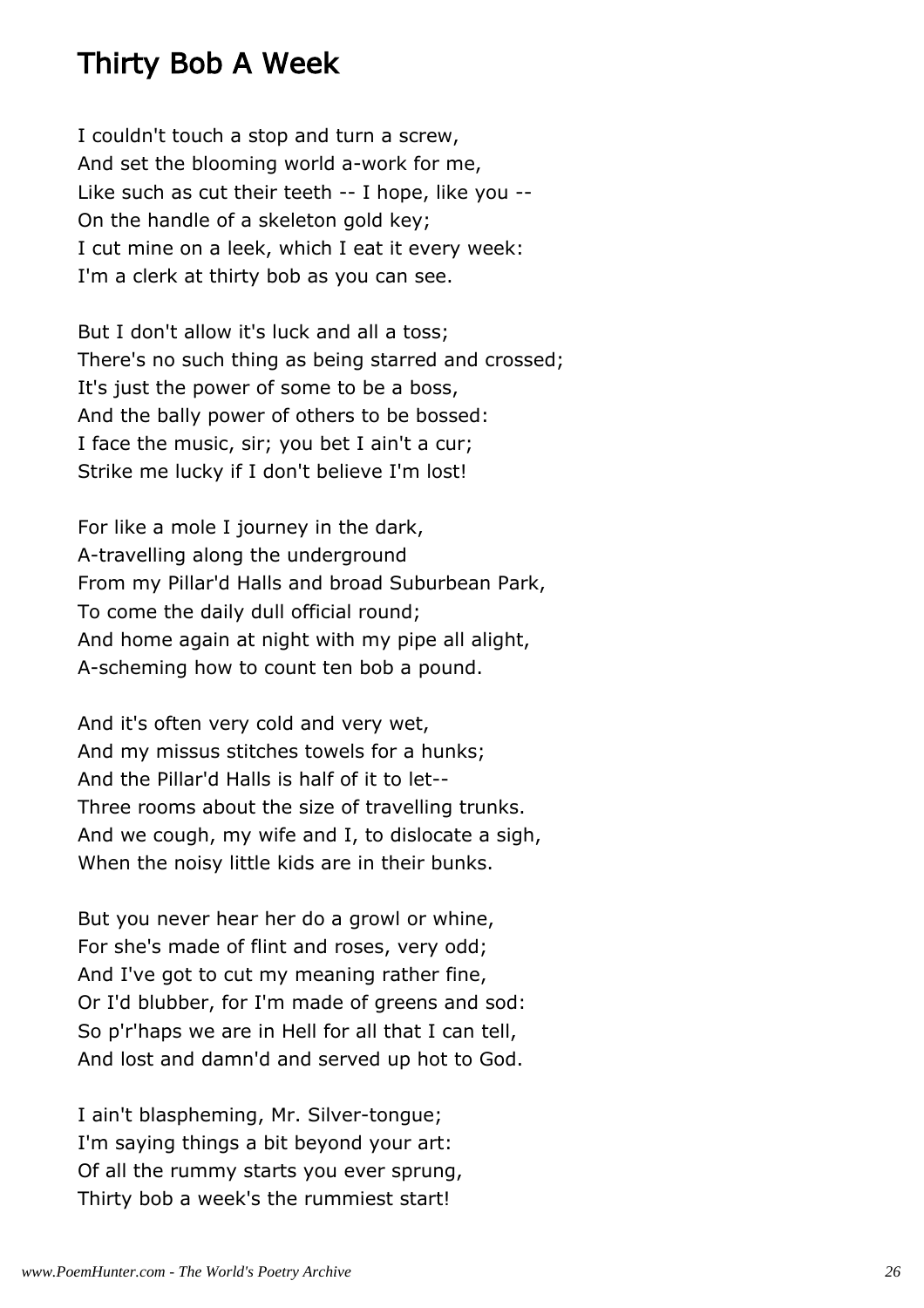## Thirty Bob A Week

I couldn't touch a stop and turn a screw,  
And set the blooming world a-work for me,  
Like such as cut their teeth -- I hope, like you --  
On the handle of a skeleton gold key;  
I cut mine on a leek, which I eat it every week:  
I'm a clerk at thirty bob as you can see.

But I don't allow it's luck and all a toss;  
There's no such thing as being starred and crossed;  
It's just the power of some to be a boss,  
And the bally power of others to be bossed:  
I face the music, sir; you bet I ain't a cur;  
Strike me lucky if I don't believe I'm lost!

For like a mole I journey in the dark,  
A-travelling along the underground  
From my Pillar'd Halls and broad Suburbean Park,  
To come the daily dull official round;  
And home again at night with my pipe all alight,  
A-scheming how to count ten bob a pound.

And it's often very cold and very wet,  
And my missus stitches towels for a hunks;  
And the Pillar'd Halls is half of it to let--  
Three rooms about the size of travelling trunks.  
And we cough, my wife and I, to dislocate a sigh,  
When the noisy little kids are in their bunks.

But you never hear her do a growl or whine,  
For she's made of flint and roses, very odd;  
And I've got to cut my meaning rather fine,  
Or I'd blubber, for I'm made of greens and sod:  
So p'r'haps we are in Hell for all that I can tell,  
And lost and damn'd and served up hot to God.

I ain't blaspheming, Mr. Silver-tongue;  
I'm saying things a bit beyond your art:  
Of all the rummy starts you ever sprung,  
Thirty bob a week's the rummiest start!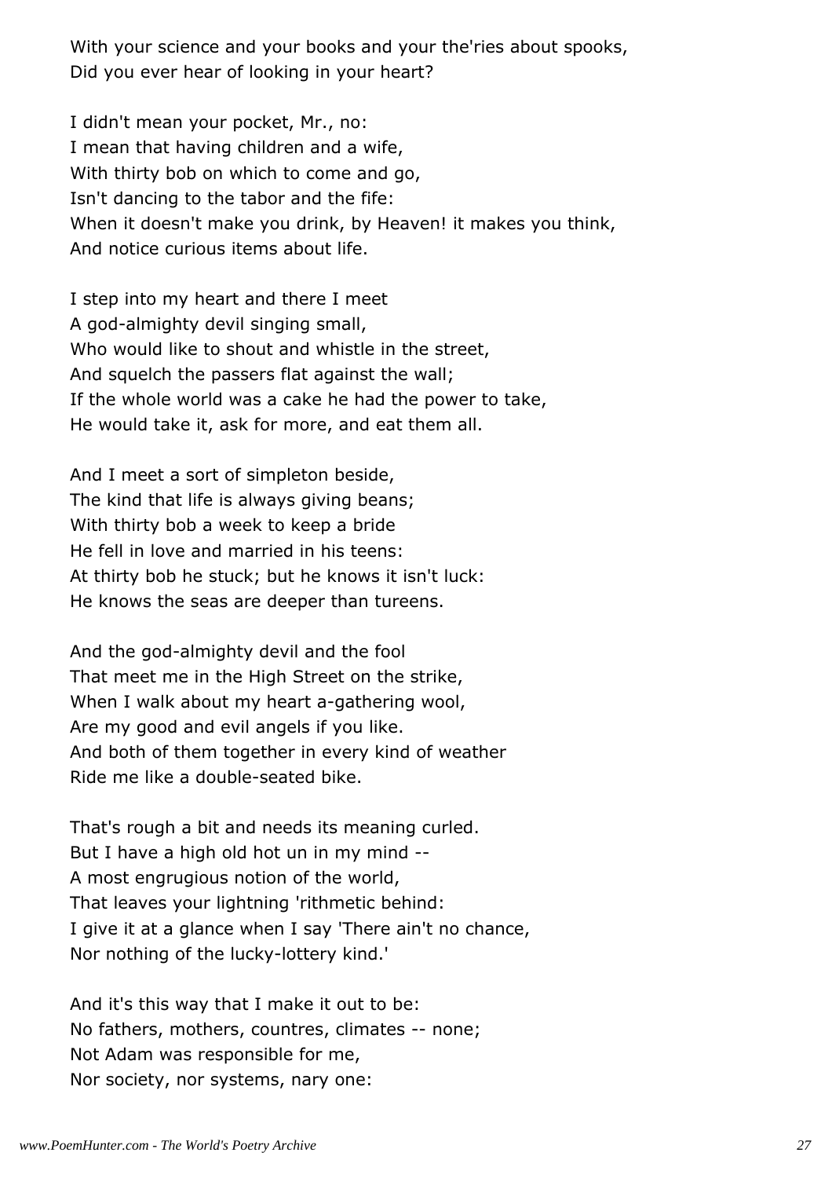With your science and your books and your the'ries about spooks,
Did you ever hear of looking in your heart?

I didn't mean your pocket, Mr., no:
I mean that having children and a wife,
With thirty bob on which to come and go,
Isn't dancing to the tabor and the fife:
When it doesn't make you drink, by Heaven! it makes you think,
And notice curious items about life.

I step into my heart and there I meet
A god-almighty devil singing small,
Who would like to shout and whistle in the street,
And squelch the passers flat against the wall;
If the whole world was a cake he had the power to take,
He would take it, ask for more, and eat them all.

And I meet a sort of simpleton beside,
The kind that life is always giving beans;
With thirty bob a week to keep a bride
He fell in love and married in his teens:
At thirty bob he stuck; but he knows it isn't luck:
He knows the seas are deeper than tureens.

And the god-almighty devil and the fool
That meet me in the High Street on the strike,
When I walk about my heart a-gathering wool,
Are my good and evil angels if you like.
And both of them together in every kind of weather
Ride me like a double-seated bike.

That's rough a bit and needs its meaning curled.
But I have a high old hot un in my mind --
A most engrugious notion of the world,
That leaves your lightning 'rithmetic behind:
I give it at a glance when I say 'There ain't no chance,
Nor nothing of the lucky-lottery kind.'

And it's this way that I make it out to be:
No fathers, mothers, countres, climates -- none;
Not Adam was responsible for me,
Nor society, nor systems, nary one: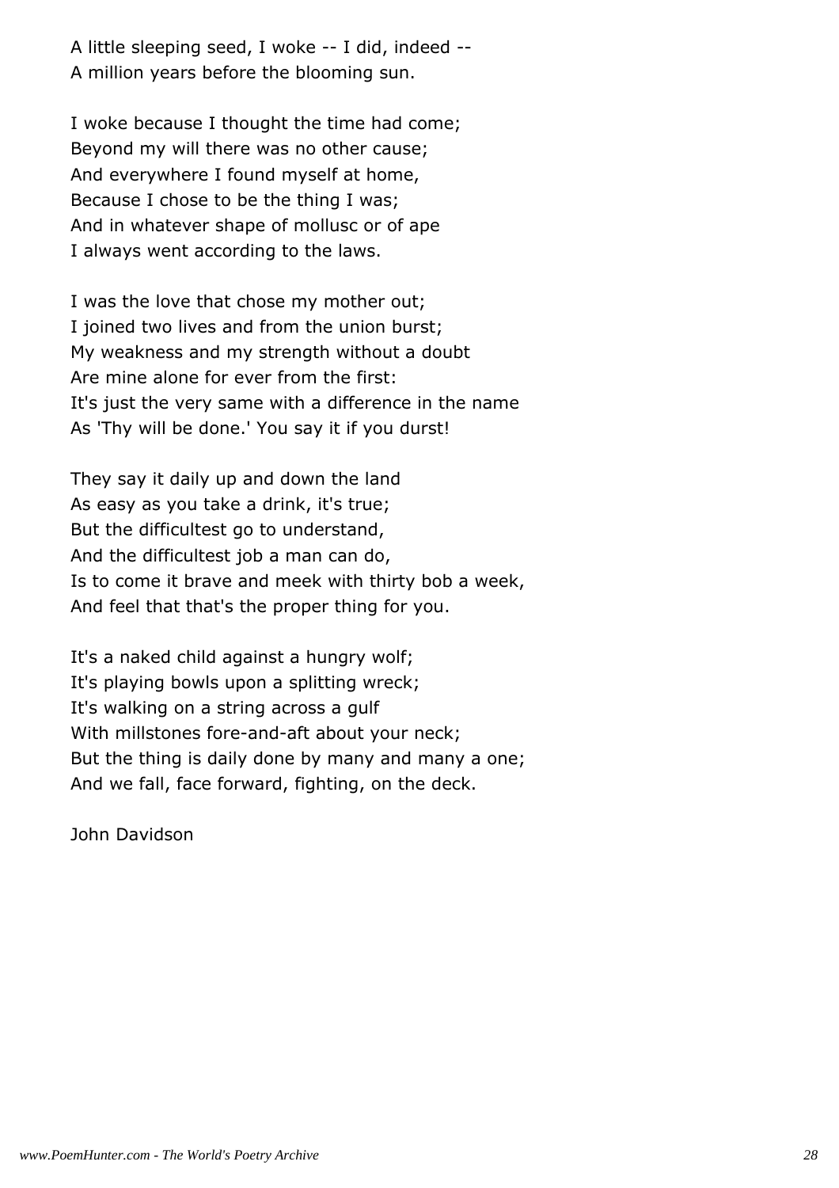A little sleeping seed, I woke -- I did, indeed --
A million years before the blooming sun.

I woke because I thought the time had come;
Beyond my will there was no other cause;
And everywhere I found myself at home,
Because I chose to be the thing I was;
And in whatever shape of mollusc or of ape
I always went according to the laws.

I was the love that chose my mother out;
I joined two lives and from the union burst;
My weakness and my strength without a doubt
Are mine alone for ever from the first:
It's just the very same with a difference in the name
As 'Thy will be done.' You say it if you durst!

They say it daily up and down the land
As easy as you take a drink, it's true;
But the difficultest go to understand,
And the difficultest job a man can do,
Is to come it brave and meek with thirty bob a week,
And feel that that's the proper thing for you.

It's a naked child against a hungry wolf;
It's playing bowls upon a splitting wreck;
It's walking on a string across a gulf
With millstones fore-and-aft about your neck;
But the thing is daily done by many and many a one;
And we fall, face forward, fighting, on the deck.

John Davidson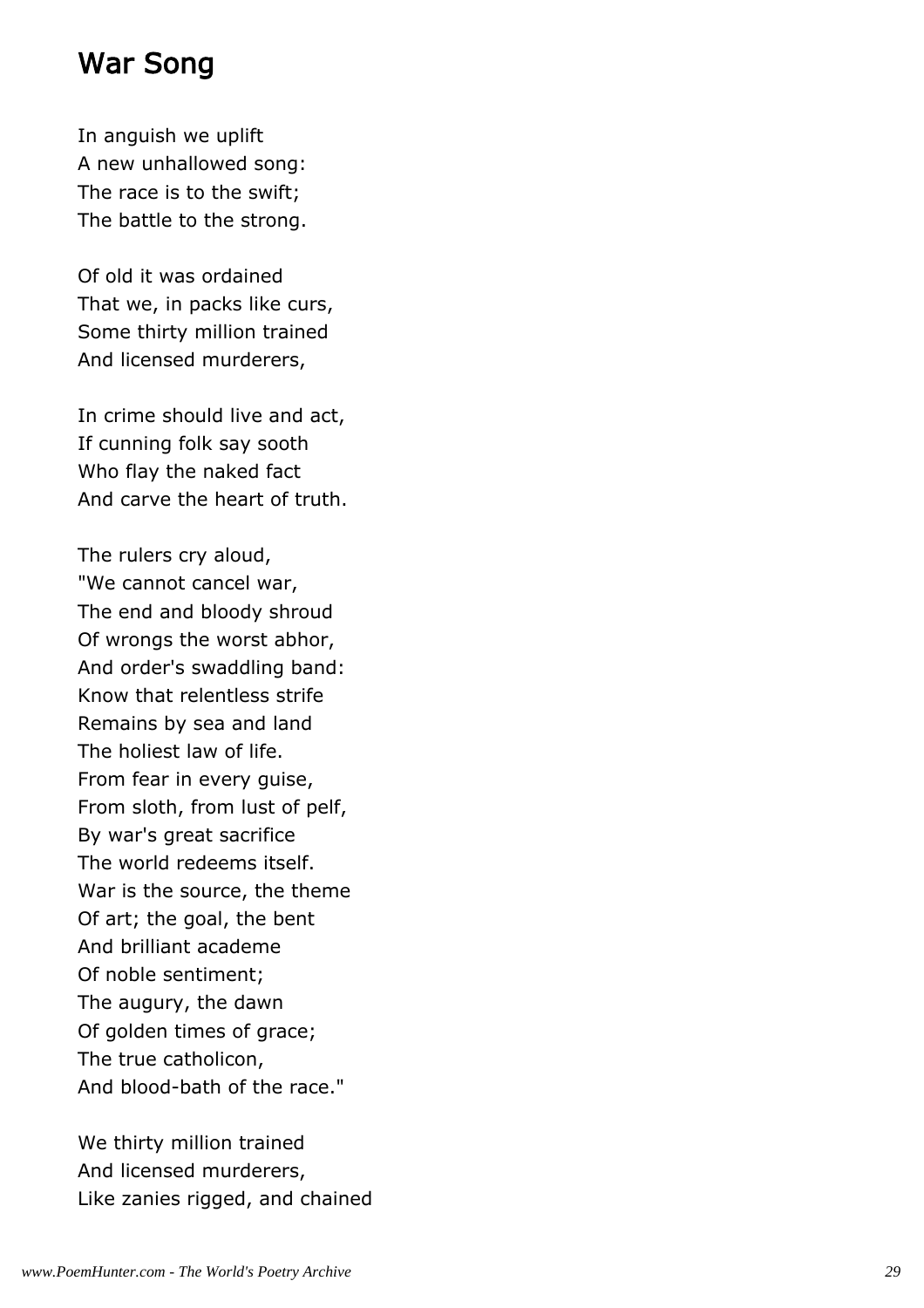## War Song

In anguish we uplift  
A new unhallowed song:  
The race is to the swift;  
The battle to the strong.

Of old it was ordained  
That we, in packs like curs,  
Some thirty million trained  
And licensed murderers,

In crime should live and act,  
If cunning folk say sooth  
Who flay the naked fact  
And carve the heart of truth.

The rulers cry aloud,  
"We cannot cancel war,  
The end and bloody shroud  
Of wrongs the worst abhor,  
And order's swaddling band:  
Know that relentless strife  
Remains by sea and land  
The holiest law of life.  
From fear in every guise,  
From sloth, from lust of pelf,  
By war's great sacrifice  
The world redeems itself.  
War is the source, the theme  
Of art; the goal, the bent  
And brilliant academe  
Of noble sentiment;  
The augury, the dawn  
Of golden times of grace;  
The true catholicon,  
And blood-bath of the race."

We thirty million trained  
And licensed murderers,  
Like zanies rigged, and chained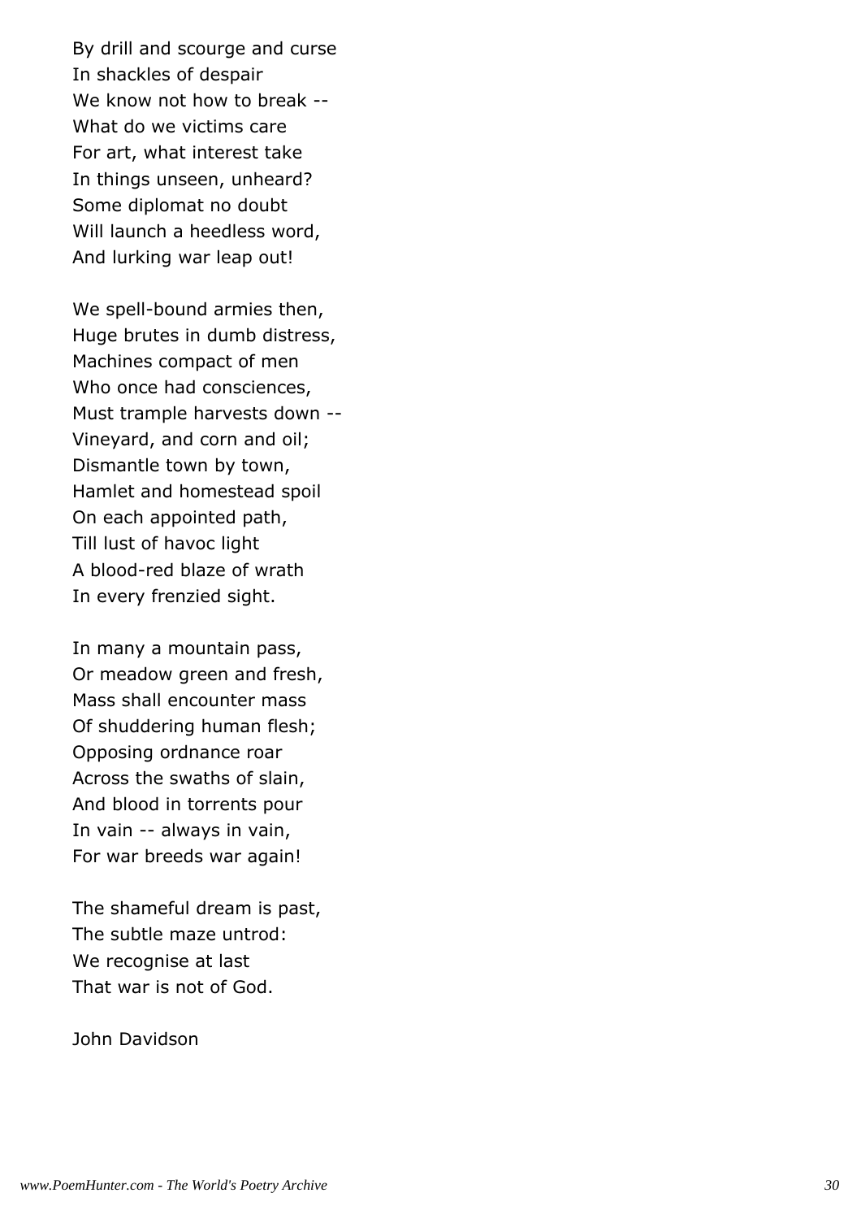By drill and scourge and curse
In shackles of despair
We know not how to break --
What do we victims care
For art, what interest take
In things unseen, unheard?
Some diplomat no doubt
Will launch a heedless word,
And lurking war leap out!

We spell-bound armies then,
Huge brutes in dumb distress,
Machines compact of men
Who once had consciences,
Must trample harvests down --
Vineyard, and corn and oil;
Dismantle town by town,
Hamlet and homestead spoil
On each appointed path,
Till lust of havoc light
A blood-red blaze of wrath
In every frenzied sight.

In many a mountain pass,
Or meadow green and fresh,
Mass shall encounter mass
Of shuddering human flesh;
Opposing ordnance roar
Across the swaths of slain,
And blood in torrents pour
In vain -- always in vain,
For war breeds war again!

The shameful dream is past,
The subtle maze untrod:
We recognise at last
That war is not of God.

John Davidson